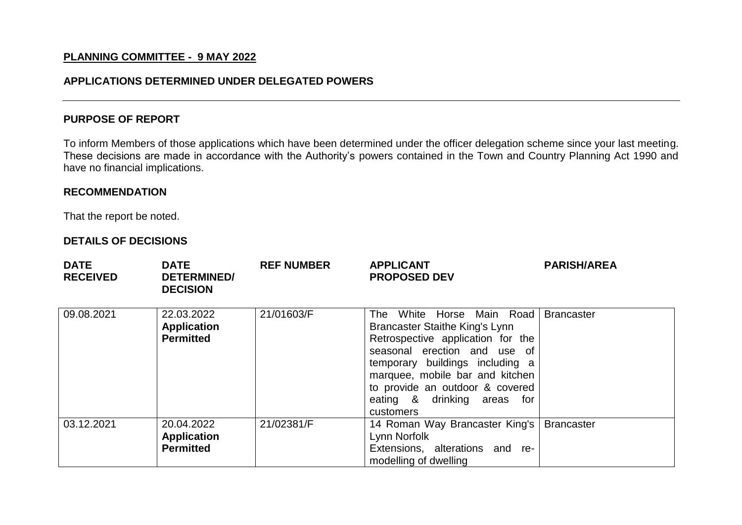## PLANNING COMMITTEE - 9 MAY 2022

### APPLICATIONS DETERMINED UNDER DELEGATED POWERS

---

**PURPOSE OF REPORT**

To inform Members of those applications which have been determined under the officer delegation scheme since your last meeting. These decisions are made in accordance with the Authority's powers contained in the Town and Country Planning Act 1990 and have no financial implications.

**RECOMMENDATION**

That the report be noted.

**DETAILS OF DECISIONS**

| DATE RECEIVED | DATE DETERMINED/ DECISION | REF NUMBER | APPLICANT PROPOSED DEV | PARISH/AREA |
|---|---|---|---|---|
| 09.08.2021 | 22.03.2022 **Application Permitted** | 21/01603/F | The White Horse Main Road Brancaster Staithe King's Lynn Retrospective application for the seasonal erection and use of temporary buildings including a marquee, mobile bar and kitchen to provide an outdoor & covered eating & drinking areas for customers | Brancaster |
| 03.12.2021 | 20.04.2022 **Application Permitted** | 21/02381/F | 14 Roman Way Brancaster King's Lynn Norfolk Extensions, alterations and re-modelling of dwelling | Brancaster |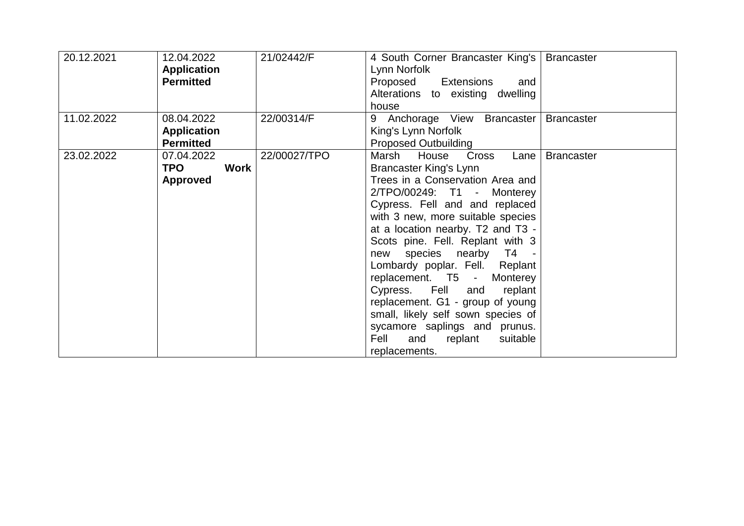| | | | | |
|---|---|---|---|---|
| 20.12.2021 | 12.04.2022 **Application Permitted** | 21/02442/F | 4 South Corner Brancaster King's Lynn Norfolk Proposed Extensions and Alterations to existing dwelling house | Brancaster |
| 11.02.2022 | 08.04.2022 **Application Permitted** | 22/00314/F | 9 Anchorage View Brancaster King's Lynn Norfolk Proposed Outbuilding | Brancaster |
| 23.02.2022 | 07.04.2022 **TPO Work Approved** | 22/00027/TPO | Marsh House Cross Lane Brancaster King's Lynn Trees in a Conservation Area and 2/TPO/00249: T1 - Monterey Cypress. Fell and and replaced with 3 new, more suitable species at a location nearby. T2 and T3 - Scots pine. Fell. Replant with 3 new species nearby T4 - Lombardy poplar. Fell. Replant replacement. T5 - Monterey Cypress. Fell and replant replacement. G1 - group of young small, likely self sown species of sycamore saplings and prunus. Fell and replant suitable replacements. | Brancaster |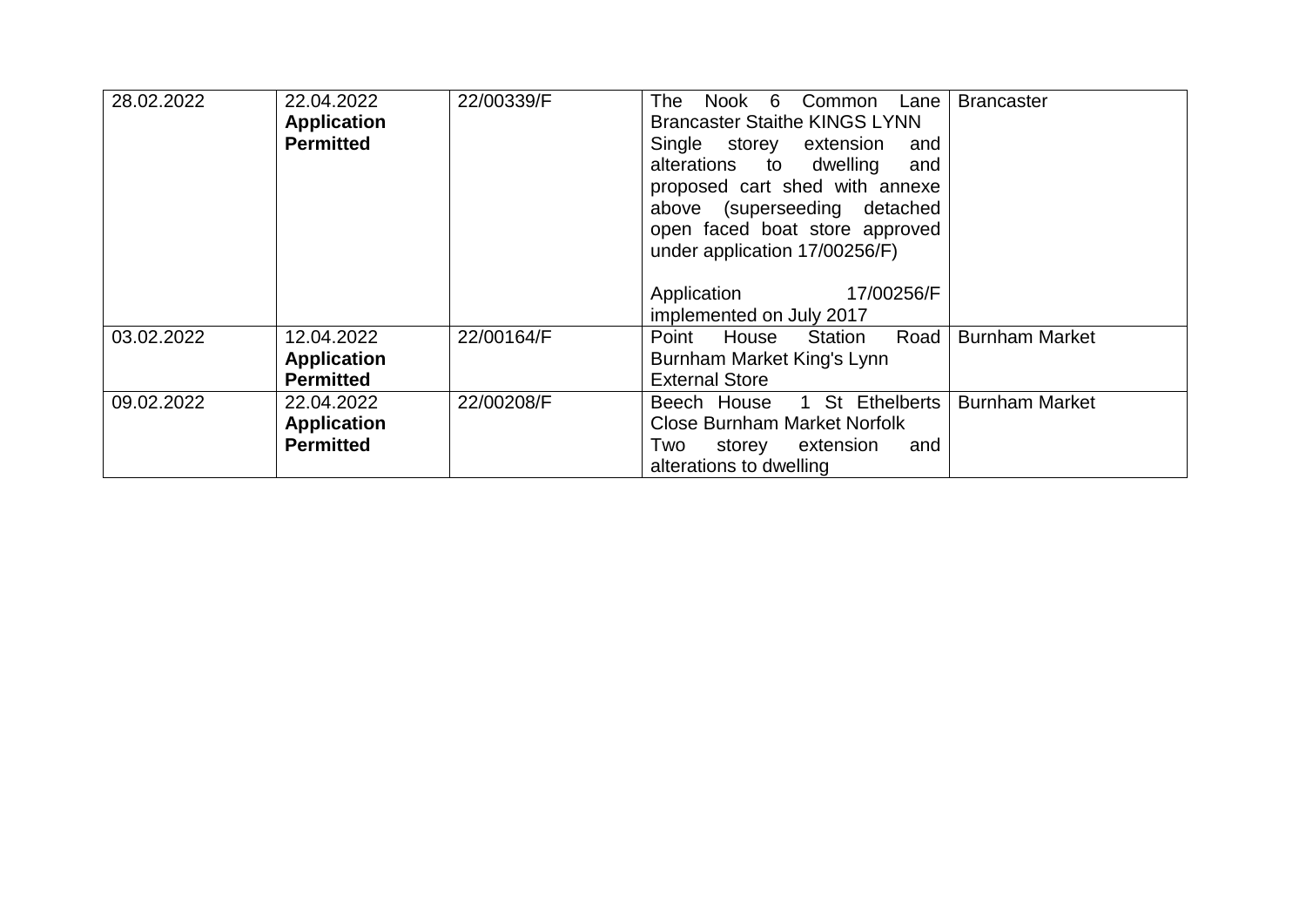| | | | | |
|---|---|---|---|---|
| 28.02.2022 | 22.04.2022 **Application Permitted** | 22/00339/F | The Nook 6 Common Lane Brancaster Staithe KINGS LYNN Single storey extension and alterations to dwelling and proposed cart shed with annexe above (superseeding detached open faced boat store approved under application 17/00256/F)<br><br>Application 17/00256/F implemented on July 2017 | Brancaster |
| 03.02.2022 | 12.04.2022 **Application Permitted** | 22/00164/F | Point House Station Road Burnham Market King's Lynn External Store | Burnham Market |
| 09.02.2022 | 22.04.2022 **Application Permitted** | 22/00208/F | Beech House 1 St Ethelberts Close Burnham Market Norfolk Two storey extension and alterations to dwelling | Burnham Market |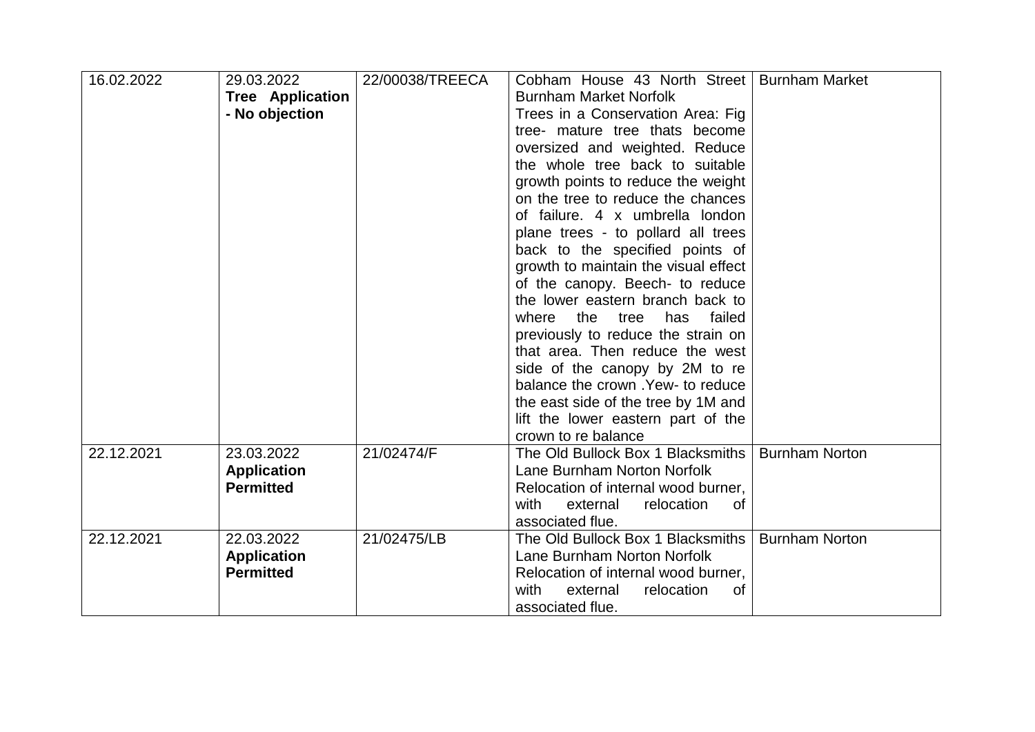| | | | | |
|---|---|---|---|---|
| 16.02.2022 | 29.03.2022 **Tree Application - No objection** | 22/00038/TREECA | Cobham House 43 North Street Burnham Market Norfolk Trees in a Conservation Area: Fig tree- mature tree thats become oversized and weighted. Reduce the whole tree back to suitable growth points to reduce the weight on the tree to reduce the chances of failure. 4 x umbrella london plane trees - to pollard all trees back to the specified points of growth to maintain the visual effect of the canopy. Beech- to reduce the lower eastern branch back to where the tree has failed previously to reduce the strain on that area. Then reduce the west side of the canopy by 2M to re balance the crown .Yew- to reduce the east side of the tree by 1M and lift the lower eastern part of the crown to re balance | Burnham Market |
| 22.12.2021 | 23.03.2022 **Application Permitted** | 21/02474/F | The Old Bullock Box 1 Blacksmiths Lane Burnham Norton Norfolk Relocation of internal wood burner, with external relocation of associated flue. | Burnham Norton |
| 22.12.2021 | 22.03.2022 **Application Permitted** | 21/02475/LB | The Old Bullock Box 1 Blacksmiths Lane Burnham Norton Norfolk Relocation of internal wood burner, with external relocation of associated flue. | Burnham Norton |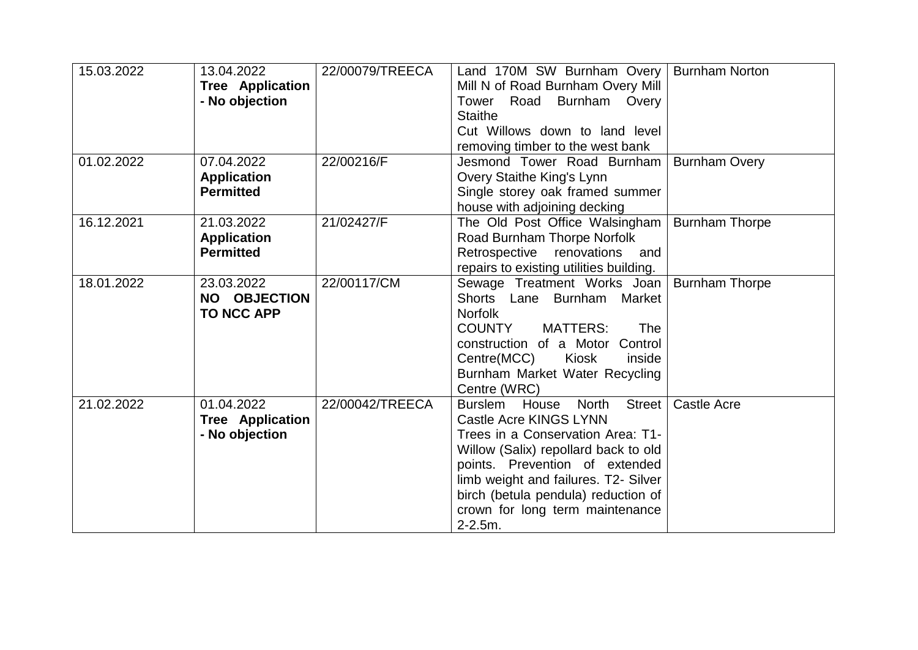| | | | | |
|---|---|---|---|---|
| 15.03.2022 | 13.04.2022 **Tree Application - No objection** | 22/00079/TREECA | Land 170M SW Burnham Overy Mill N of Road Burnham Overy Mill Tower Road Burnham Overy Staithe Cut Willows down to land level removing timber to the west bank | Burnham Norton |
| 01.02.2022 | 07.04.2022 **Application Permitted** | 22/00216/F | Jesmond Tower Road Burnham Overy Staithe King's Lynn Single storey oak framed summer house with adjoining decking | Burnham Overy |
| 16.12.2021 | 21.03.2022 **Application Permitted** | 21/02427/F | The Old Post Office Walsingham Road Burnham Thorpe Norfolk Retrospective renovations and repairs to existing utilities building. | Burnham Thorpe |
| 18.01.2022 | 23.03.2022 **NO OBJECTION TO NCC APP** | 22/00117/CM | Sewage Treatment Works Joan Shorts Lane Burnham Market Norfolk COUNTY MATTERS: The construction of a Motor Control Centre(MCC) Kiosk inside Burnham Market Water Recycling Centre (WRC) | Burnham Thorpe |
| 21.02.2022 | 01.04.2022 **Tree Application - No objection** | 22/00042/TREECA | Burslem House North Street Castle Acre KINGS LYNN Trees in a Conservation Area: T1-Willow (Salix) repollard back to old points. Prevention of extended limb weight and failures. T2- Silver birch (betula pendula) reduction of crown for long term maintenance 2-2.5m. | Castle Acre |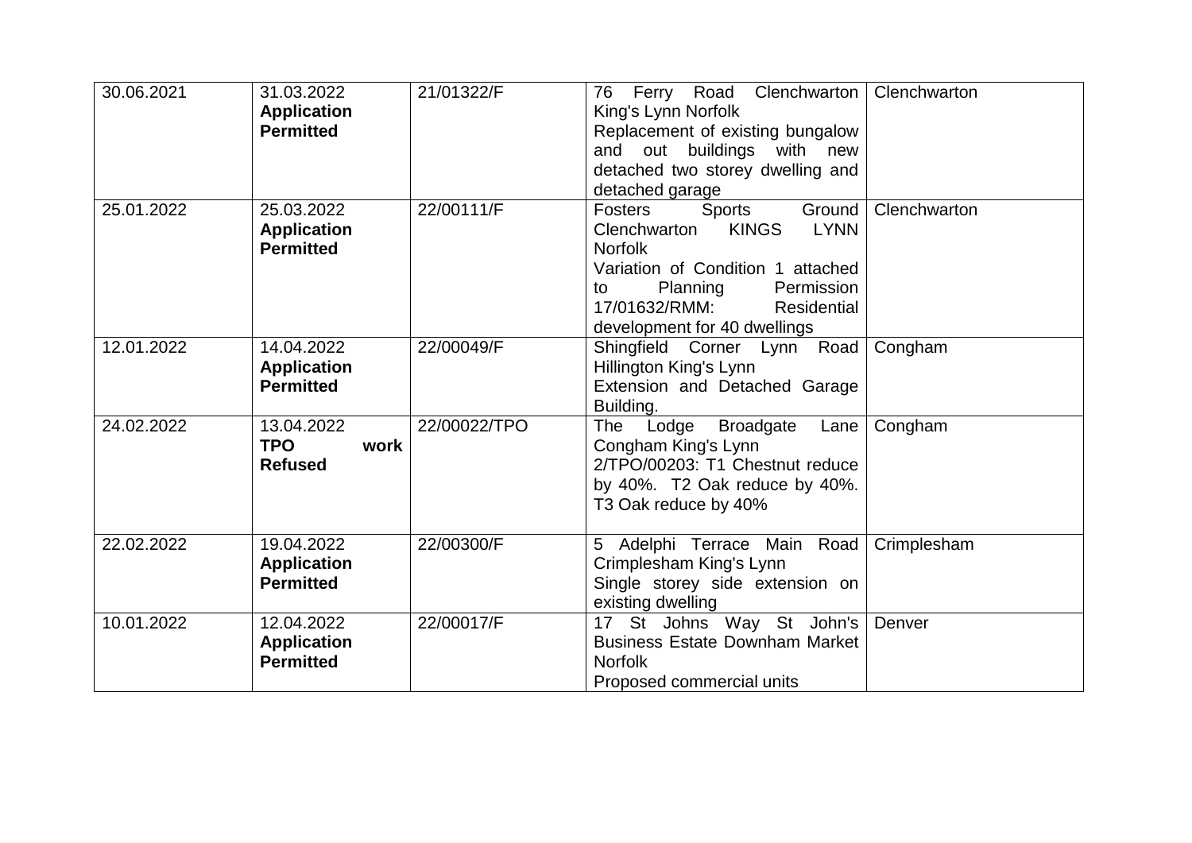| | | | | |
|---|---|---|---|---|
| 30.06.2021 | 31.03.2022 **Application Permitted** | 21/01322/F | 76 Ferry Road Clenchwarton King's Lynn Norfolk Replacement of existing bungalow and out buildings with new detached two storey dwelling and detached garage | Clenchwarton |
| 25.01.2022 | 25.03.2022 **Application Permitted** | 22/00111/F | Fosters Sports Ground Clenchwarton KINGS LYNN Norfolk Variation of Condition 1 attached to Planning Permission 17/01632/RMM: Residential development for 40 dwellings | Clenchwarton |
| 12.01.2022 | 14.04.2022 **Application Permitted** | 22/00049/F | Shingfield Corner Lynn Road Hillington King's Lynn Extension and Detached Garage Building. | Congham |
| 24.02.2022 | 13.04.2022 **TPO work Refused** | 22/00022/TPO | The Lodge Broadgate Lane Congham King's Lynn 2/TPO/00203: T1 Chestnut reduce by 40%. T2 Oak reduce by 40%. T3 Oak reduce by 40% | Congham |
| 22.02.2022 | 19.04.2022 **Application Permitted** | 22/00300/F | 5 Adelphi Terrace Main Road Crimplesham King's Lynn Single storey side extension on existing dwelling | Crimplesham |
| 10.01.2022 | 12.04.2022 **Application Permitted** | 22/00017/F | 17 St Johns Way St John's Business Estate Downham Market Norfolk Proposed commercial units | Denver |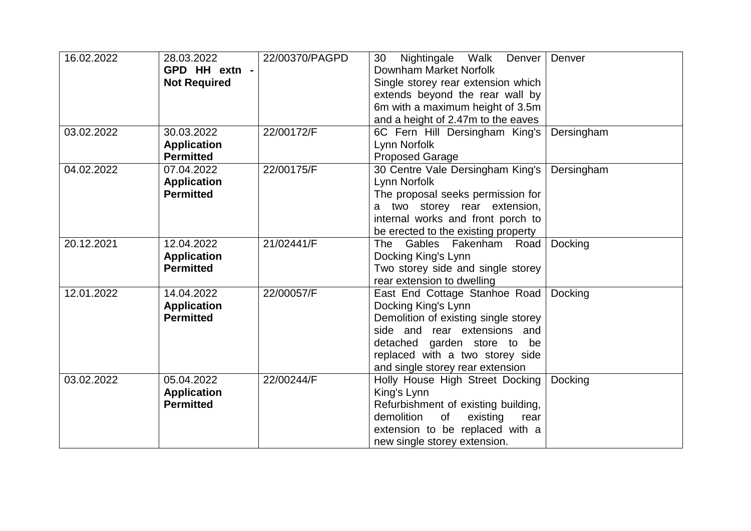| | | | | |
|---|---|---|---|---|
| 16.02.2022 | 28.03.2022 **GPD HH extn - Not Required** | 22/00370/PAGPD | 30 Nightingale Walk Denver Downham Market Norfolk Single storey rear extension which extends beyond the rear wall by 6m with a maximum height of 3.5m and a height of 2.47m to the eaves | Denver |
| 03.02.2022 | 30.03.2022 **Application Permitted** | 22/00172/F | 6C Fern Hill Dersingham King's Lynn Norfolk Proposed Garage | Dersingham |
| 04.02.2022 | 07.04.2022 **Application Permitted** | 22/00175/F | 30 Centre Vale Dersingham King's Lynn Norfolk The proposal seeks permission for a two storey rear extension, internal works and front porch to be erected to the existing property | Dersingham |
| 20.12.2021 | 12.04.2022 **Application Permitted** | 21/02441/F | The Gables Fakenham Road Docking King's Lynn Two storey side and single storey rear extension to dwelling | Docking |
| 12.01.2022 | 14.04.2022 **Application Permitted** | 22/00057/F | East End Cottage Stanhoe Road Docking King's Lynn Demolition of existing single storey side and rear extensions and detached garden store to be replaced with a two storey side and single storey rear extension | Docking |
| 03.02.2022 | 05.04.2022 **Application Permitted** | 22/00244/F | Holly House High Street Docking King's Lynn Refurbishment of existing building, demolition of existing rear extension to be replaced with a new single storey extension. | Docking |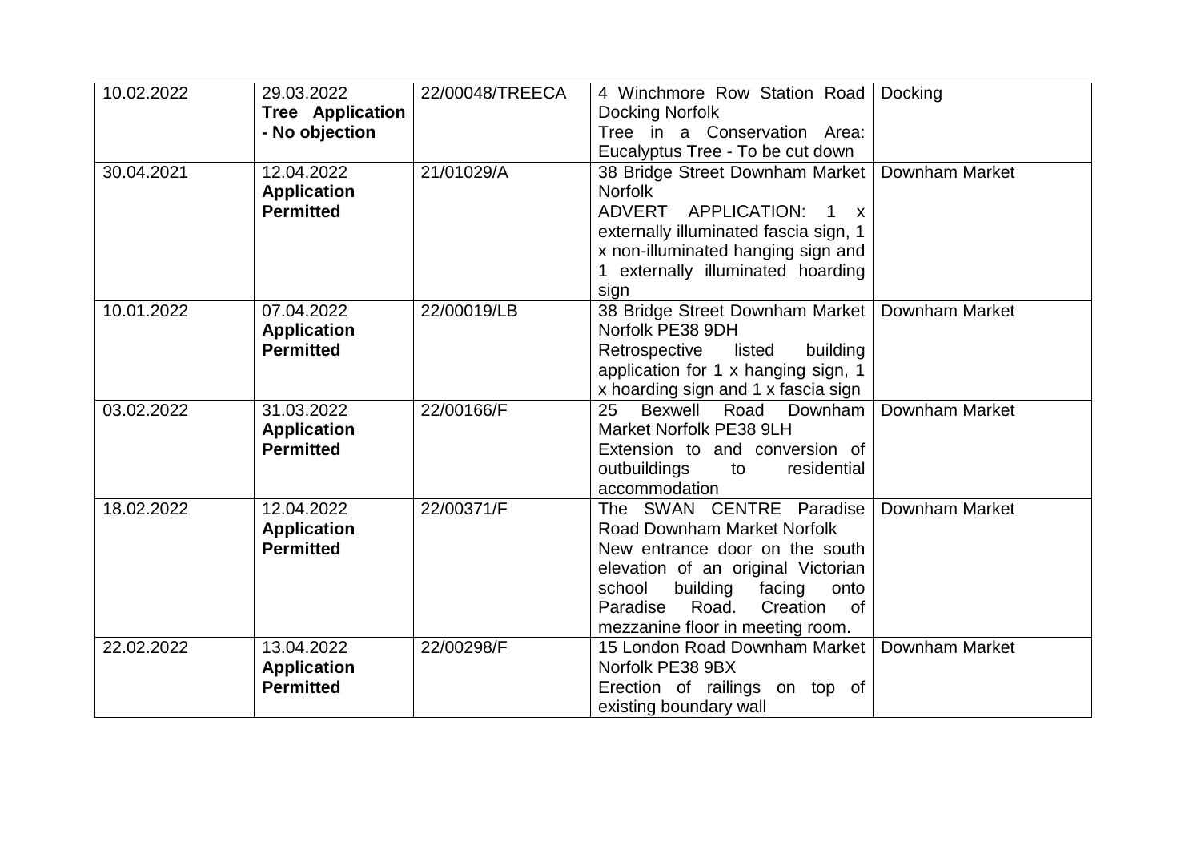| | | | | |
|---|---|---|---|---|
| 10.02.2022 | 29.03.2022 **Tree Application - No objection** | 22/00048/TREECA | 4 Winchmore Row Station Road Docking Norfolk Tree in a Conservation Area: Eucalyptus Tree - To be cut down | Docking |
| 30.04.2021 | 12.04.2022 **Application Permitted** | 21/01029/A | 38 Bridge Street Downham Market Norfolk ADVERT APPLICATION: 1 x externally illuminated fascia sign, 1 x non-illuminated hanging sign and 1 externally illuminated hoarding sign | Downham Market |
| 10.01.2022 | 07.04.2022 **Application Permitted** | 22/00019/LB | 38 Bridge Street Downham Market Norfolk PE38 9DH Retrospective listed building application for 1 x hanging sign, 1 x hoarding sign and 1 x fascia sign | Downham Market |
| 03.02.2022 | 31.03.2022 **Application Permitted** | 22/00166/F | 25 Bexwell Road Downham Market Norfolk PE38 9LH Extension to and conversion of outbuildings to residential accommodation | Downham Market |
| 18.02.2022 | 12.04.2022 **Application Permitted** | 22/00371/F | The SWAN CENTRE Paradise Road Downham Market Norfolk New entrance door on the south elevation of an original Victorian school building facing onto Paradise Road. Creation of mezzanine floor in meeting room. | Downham Market |
| 22.02.2022 | 13.04.2022 **Application Permitted** | 22/00298/F | 15 London Road Downham Market Norfolk PE38 9BX Erection of railings on top of existing boundary wall | Downham Market |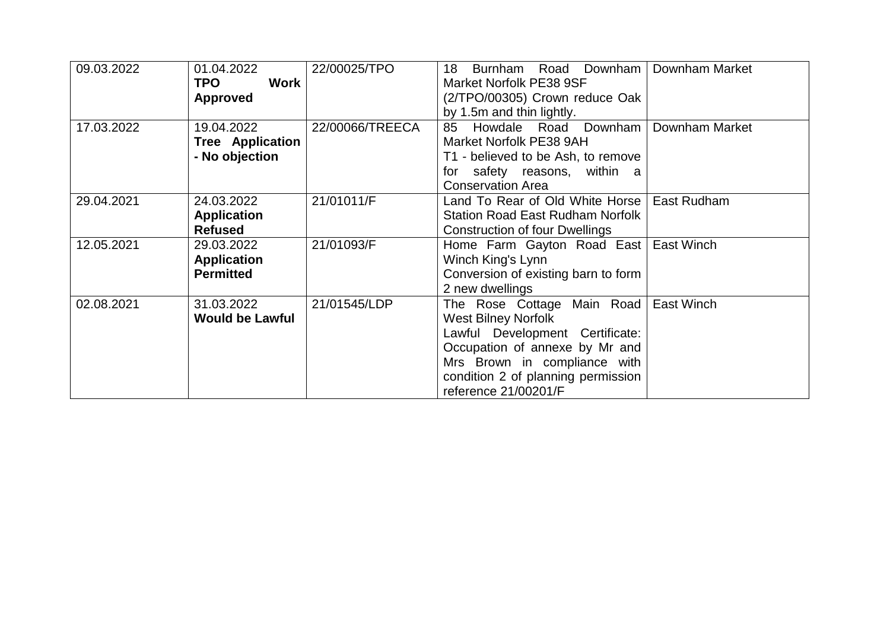| 09.03.2022 | 01.04.2022 **TPO Work Approved** | 22/00025/TPO | 18 Burnham Road Downham Market Norfolk PE38 9SF (2/TPO/00305) Crown reduce Oak by 1.5m and thin lightly. | Downham Market |
|---|---|---|---|---|
| 17.03.2022 | 19.04.2022 **Tree Application - No objection** | 22/00066/TREECA | 85 Howdale Road Downham Market Norfolk PE38 9AH T1 - believed to be Ash, to remove for safety reasons, within a Conservation Area | Downham Market |
| 29.04.2021 | 24.03.2022 **Application Refused** | 21/01011/F | Land To Rear of Old White Horse Station Road East Rudham Norfolk Construction of four Dwellings | East Rudham |
| 12.05.2021 | 29.03.2022 **Application Permitted** | 21/01093/F | Home Farm Gayton Road East Winch King's Lynn Conversion of existing barn to form 2 new dwellings | East Winch |
| 02.08.2021 | 31.03.2022 **Would be Lawful** | 21/01545/LDP | The Rose Cottage Main Road West Bilney Norfolk Lawful Development Certificate: Occupation of annexe by Mr and Mrs Brown in compliance with condition 2 of planning permission reference 21/00201/F | East Winch |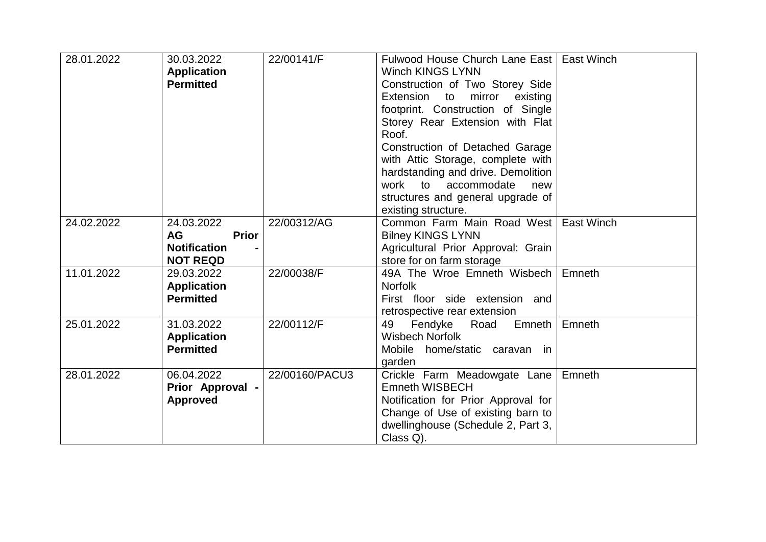| | | | | |
|---|---|---|---|---|
| 28.01.2022 | 30.03.2022 **Application Permitted** | 22/00141/F | Fulwood House Church Lane East Winch KINGS LYNN Construction of Two Storey Side Extension to mirror existing footprint. Construction of Single Storey Rear Extension with Flat Roof. Construction of Detached Garage with Attic Storage, complete with hardstanding and drive. Demolition work to accommodate new structures and general upgrade of existing structure. | East Winch |
| 24.02.2022 | 24.03.2022 **AG Prior Notification - NOT REQD** | 22/00312/AG | Common Farm Main Road West Bilney KINGS LYNN Agricultural Prior Approval: Grain store for on farm storage | East Winch |
| 11.01.2022 | 29.03.2022 **Application Permitted** | 22/00038/F | 49A The Wroe Emneth Wisbech Norfolk First floor side extension and retrospective rear extension | Emneth |
| 25.01.2022 | 31.03.2022 **Application Permitted** | 22/00112/F | 49 Fendyke Road Emneth Wisbech Norfolk Mobile home/static caravan in garden | Emneth |
| 28.01.2022 | 06.04.2022 **Prior Approval - Approved** | 22/00160/PACU3 | Crickle Farm Meadowgate Lane Emneth WISBECH Notification for Prior Approval for Change of Use of existing barn to dwellinghouse (Schedule 2, Part 3, Class Q). | Emneth |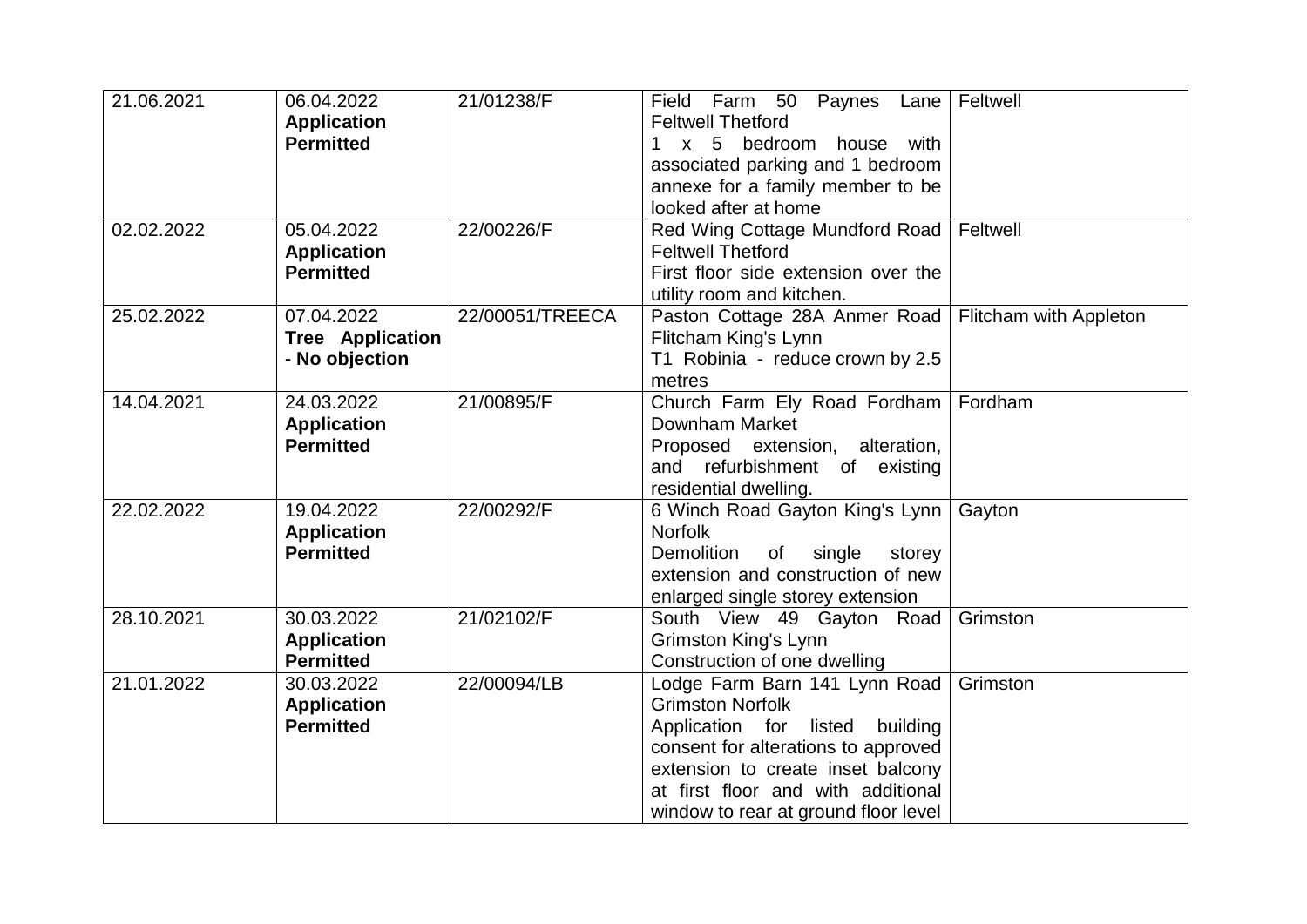| | | | | |
|---|---|---|---|---|
| 21.06.2021 | 06.04.2022 **Application Permitted** | 21/01238/F | Field Farm 50 Paynes Lane Feltwell Thetford 1 x 5 bedroom house with associated parking and 1 bedroom annexe for a family member to be looked after at home | Feltwell |
| 02.02.2022 | 05.04.2022 **Application Permitted** | 22/00226/F | Red Wing Cottage Mundford Road Feltwell Thetford First floor side extension over the utility room and kitchen. | Feltwell |
| 25.02.2022 | 07.04.2022 **Tree Application - No objection** | 22/00051/TREECA | Paston Cottage 28A Anmer Road Flitcham King's Lynn T1 Robinia - reduce crown by 2.5 metres | Flitcham with Appleton |
| 14.04.2021 | 24.03.2022 **Application Permitted** | 21/00895/F | Church Farm Ely Road Fordham Downham Market Proposed extension, alteration, and refurbishment of existing residential dwelling. | Fordham |
| 22.02.2022 | 19.04.2022 **Application Permitted** | 22/00292/F | 6 Winch Road Gayton King's Lynn Norfolk Demolition of single storey extension and construction of new enlarged single storey extension | Gayton |
| 28.10.2021 | 30.03.2022 **Application Permitted** | 21/02102/F | South View 49 Gayton Road Grimston King's Lynn Construction of one dwelling | Grimston |
| 21.01.2022 | 30.03.2022 **Application Permitted** | 22/00094/LB | Lodge Farm Barn 141 Lynn Road Grimston Norfolk Application for listed building consent for alterations to approved extension to create inset balcony at first floor and with additional window to rear at ground floor level | Grimston |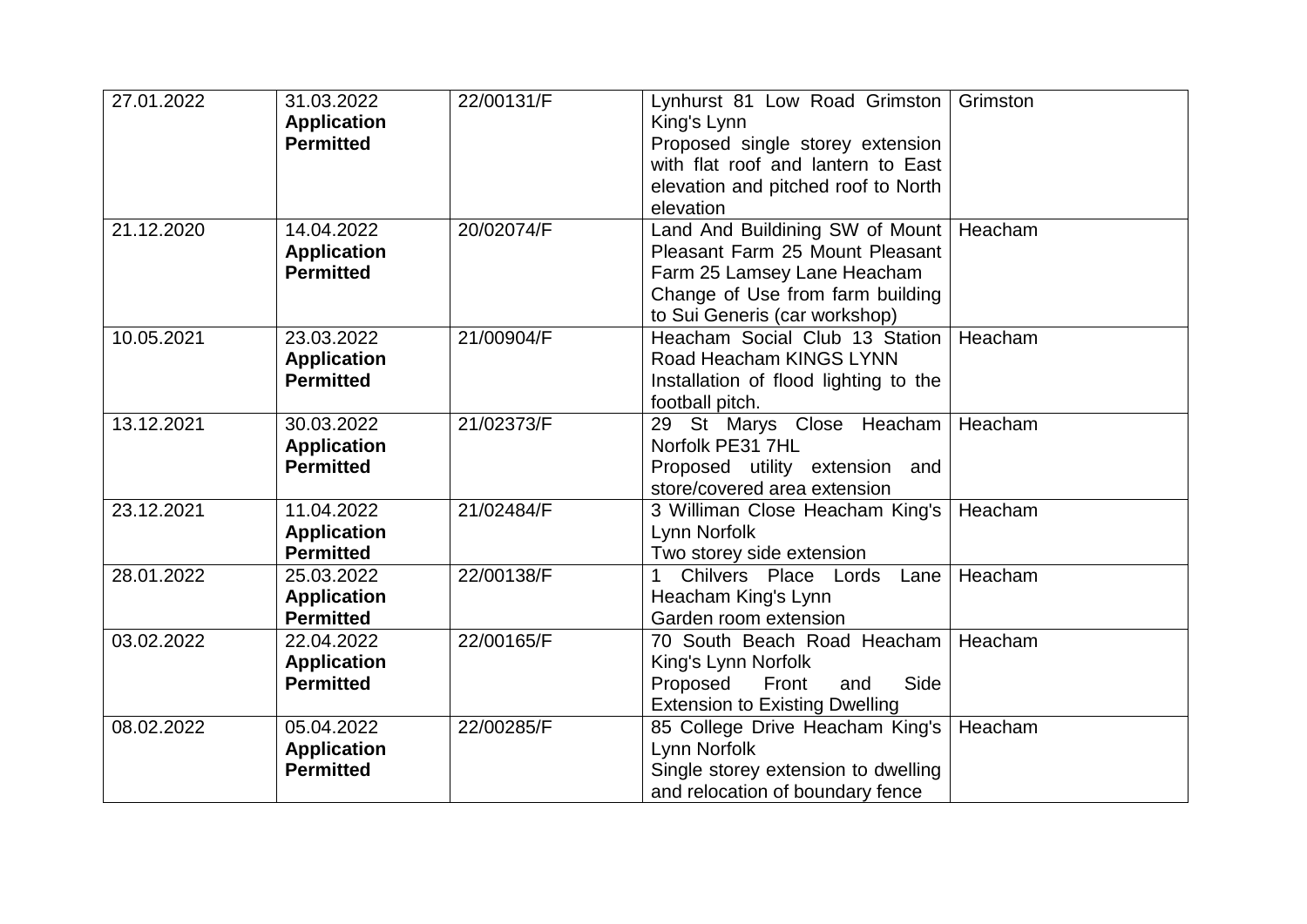| 27.01.2022 | 31.03.2022 **Application Permitted** | 22/00131/F | Lynhurst 81 Low Road Grimston King's Lynn Proposed single storey extension with flat roof and lantern to East elevation and pitched roof to North elevation | Grimston |
|---|---|---|---|---|
| 21.12.2020 | 14.04.2022 **Application Permitted** | 20/02074/F | Land And Buildining SW of Mount Pleasant Farm 25 Mount Pleasant Farm 25 Lamsey Lane Heacham Change of Use from farm building to Sui Generis (car workshop) | Heacham |
| 10.05.2021 | 23.03.2022 **Application Permitted** | 21/00904/F | Heacham Social Club 13 Station Road Heacham KINGS LYNN Installation of flood lighting to the football pitch. | Heacham |
| 13.12.2021 | 30.03.2022 **Application Permitted** | 21/02373/F | 29 St Marys Close Heacham Norfolk PE31 7HL Proposed utility extension and store/covered area extension | Heacham |
| 23.12.2021 | 11.04.2022 **Application Permitted** | 21/02484/F | 3 Williman Close Heacham King's Lynn Norfolk Two storey side extension | Heacham |
| 28.01.2022 | 25.03.2022 **Application Permitted** | 22/00138/F | 1 Chilvers Place Lords Lane Heacham King's Lynn Garden room extension | Heacham |
| 03.02.2022 | 22.04.2022 **Application Permitted** | 22/00165/F | 70 South Beach Road Heacham King's Lynn Norfolk Proposed Front and Side Extension to Existing Dwelling | Heacham |
| 08.02.2022 | 05.04.2022 **Application Permitted** | 22/00285/F | 85 College Drive Heacham King's Lynn Norfolk Single storey extension to dwelling and relocation of boundary fence | Heacham |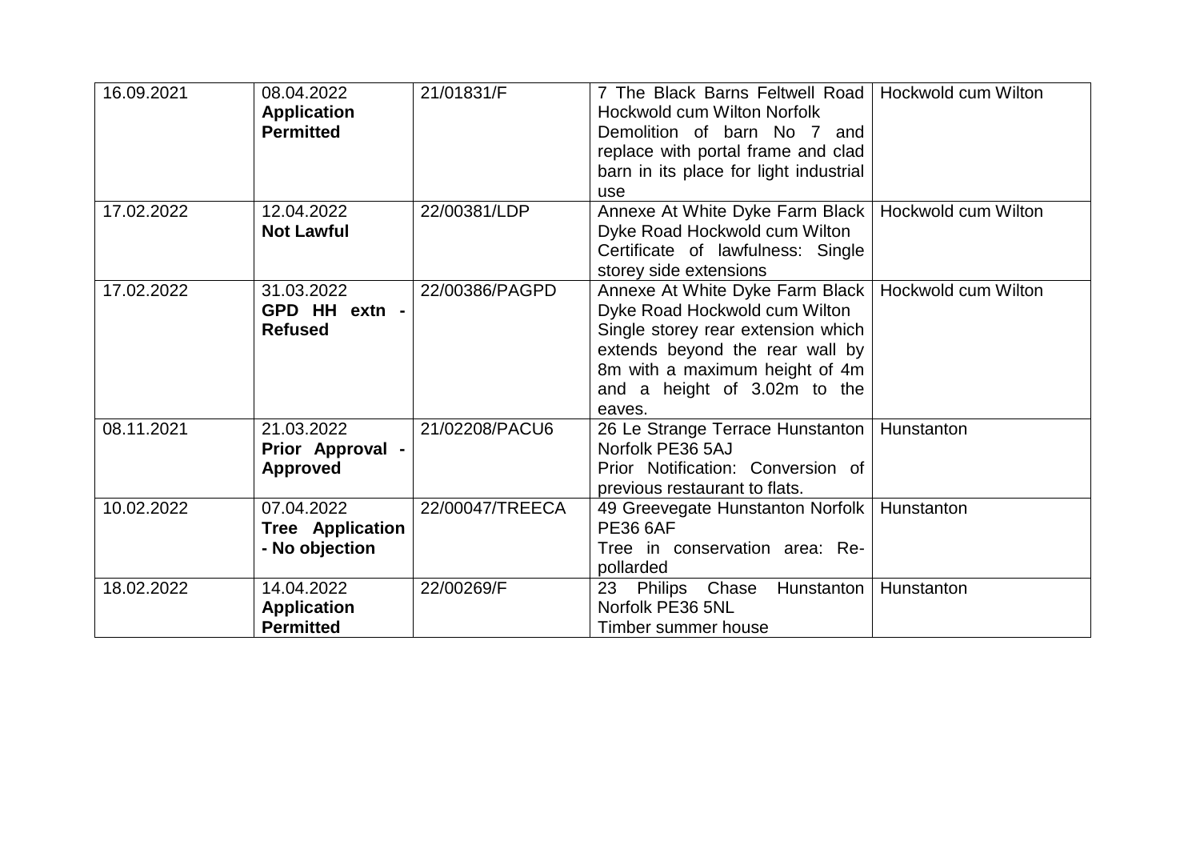| | | | | |
|---|---|---|---|---|
| 16.09.2021 | 08.04.2022 **Application Permitted** | 21/01831/F | 7 The Black Barns Feltwell Road Hockwold cum Wilton Norfolk Demolition of barn No 7 and replace with portal frame and clad barn in its place for light industrial use | Hockwold cum Wilton |
| 17.02.2022 | 12.04.2022 **Not Lawful** | 22/00381/LDP | Annexe At White Dyke Farm Black Dyke Road Hockwold cum Wilton Certificate of lawfulness: Single storey side extensions | Hockwold cum Wilton |
| 17.02.2022 | 31.03.2022 **GPD HH extn - Refused** | 22/00386/PAGPD | Annexe At White Dyke Farm Black Dyke Road Hockwold cum Wilton Single storey rear extension which extends beyond the rear wall by 8m with a maximum height of 4m and a height of 3.02m to the eaves. | Hockwold cum Wilton |
| 08.11.2021 | 21.03.2022 **Prior Approval - Approved** | 21/02208/PACU6 | 26 Le Strange Terrace Hunstanton Norfolk PE36 5AJ Prior Notification: Conversion of previous restaurant to flats. | Hunstanton |
| 10.02.2022 | 07.04.2022 **Tree Application - No objection** | 22/00047/TREECA | 49 Greevegate Hunstanton Norfolk PE36 6AF Tree in conservation area: Re-pollarded | Hunstanton |
| 18.02.2022 | 14.04.2022 **Application Permitted** | 22/00269/F | 23 Philips Chase Hunstanton Norfolk PE36 5NL Timber summer house | Hunstanton |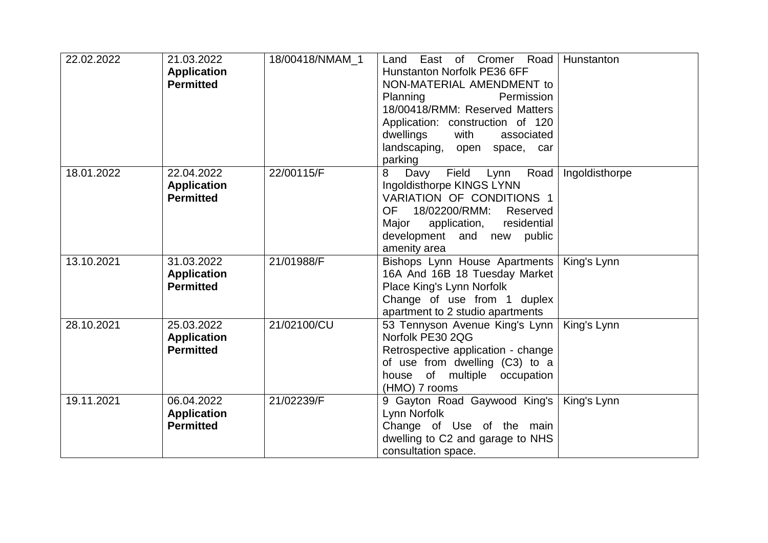| | | | | |
|---|---|---|---|---|
| 22.02.2022 | 21.03.2022 **Application Permitted** | 18/00418/NMAM_1 | Land East of Cromer Road Hunstanton Norfolk PE36 6FF NON-MATERIAL AMENDMENT to Planning Permission 18/00418/RMM: Reserved Matters Application: construction of 120 dwellings with associated landscaping, open space, car parking | Hunstanton |
| 18.01.2022 | 22.04.2022 **Application Permitted** | 22/00115/F | 8 Davy Field Lynn Road Ingoldisthorpe KINGS LYNN VARIATION OF CONDITIONS 1 OF 18/02200/RMM: Reserved Major application, residential development and new public amenity area | Ingoldisthorpe |
| 13.10.2021 | 31.03.2022 **Application Permitted** | 21/01988/F | Bishops Lynn House Apartments 16A And 16B 18 Tuesday Market Place King's Lynn Norfolk Change of use from 1 duplex apartment to 2 studio apartments | King's Lynn |
| 28.10.2021 | 25.03.2022 **Application Permitted** | 21/02100/CU | 53 Tennyson Avenue King's Lynn Norfolk PE30 2QG Retrospective application - change of use from dwelling (C3) to a house of multiple occupation (HMO) 7 rooms | King's Lynn |
| 19.11.2021 | 06.04.2022 **Application Permitted** | 21/02239/F | 9 Gayton Road Gaywood King's Lynn Norfolk Change of Use of the main dwelling to C2 and garage to NHS consultation space. | King's Lynn |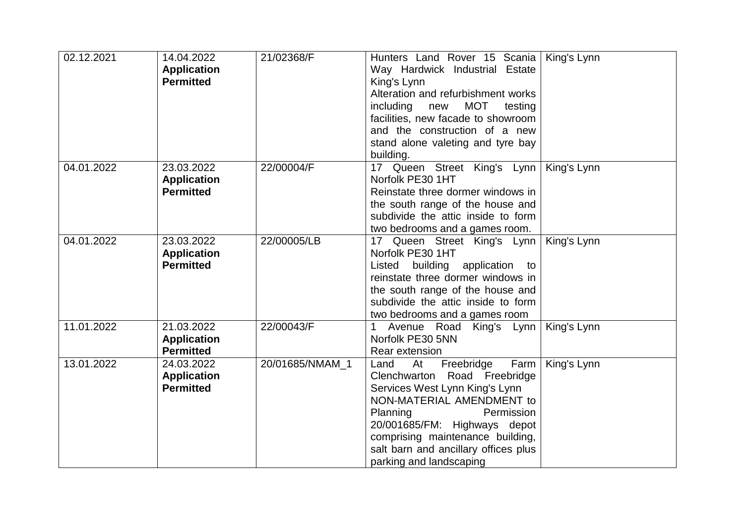| | | | | |
|---|---|---|---|---|
| 02.12.2021 | 14.04.2022 **Application Permitted** | 21/02368/F | Hunters Land Rover 15 Scania Way Hardwick Industrial Estate King's Lynn<br>Alteration and refurbishment works including new MOT testing facilities, new facade to showroom and the construction of a new stand alone valeting and tyre bay building. | King's Lynn |
| 04.01.2022 | 23.03.2022 **Application Permitted** | 22/00004/F | 17 Queen Street King's Lynn Norfolk PE30 1HT<br>Reinstate three dormer windows in the south range of the house and subdivide the attic inside to form two bedrooms and a games room. | King's Lynn |
| 04.01.2022 | 23.03.2022 **Application Permitted** | 22/00005/LB | 17 Queen Street King's Lynn Norfolk PE30 1HT<br>Listed building application to reinstate three dormer windows in the south range of the house and subdivide the attic inside to form two bedrooms and a games room | King's Lynn |
| 11.01.2022 | 21.03.2022 **Application Permitted** | 22/00043/F | 1 Avenue Road King's Lynn Norfolk PE30 5NN<br>Rear extension | King's Lynn |
| 13.01.2022 | 24.03.2022 **Application Permitted** | 20/01685/NMAM_1 | Land At Freebridge Farm Clenchwarton Road Freebridge Services West Lynn King's Lynn<br>NON-MATERIAL AMENDMENT to Planning Permission 20/001685/FM: Highways depot comprising maintenance building, salt barn and ancillary offices plus parking and landscaping | King's Lynn |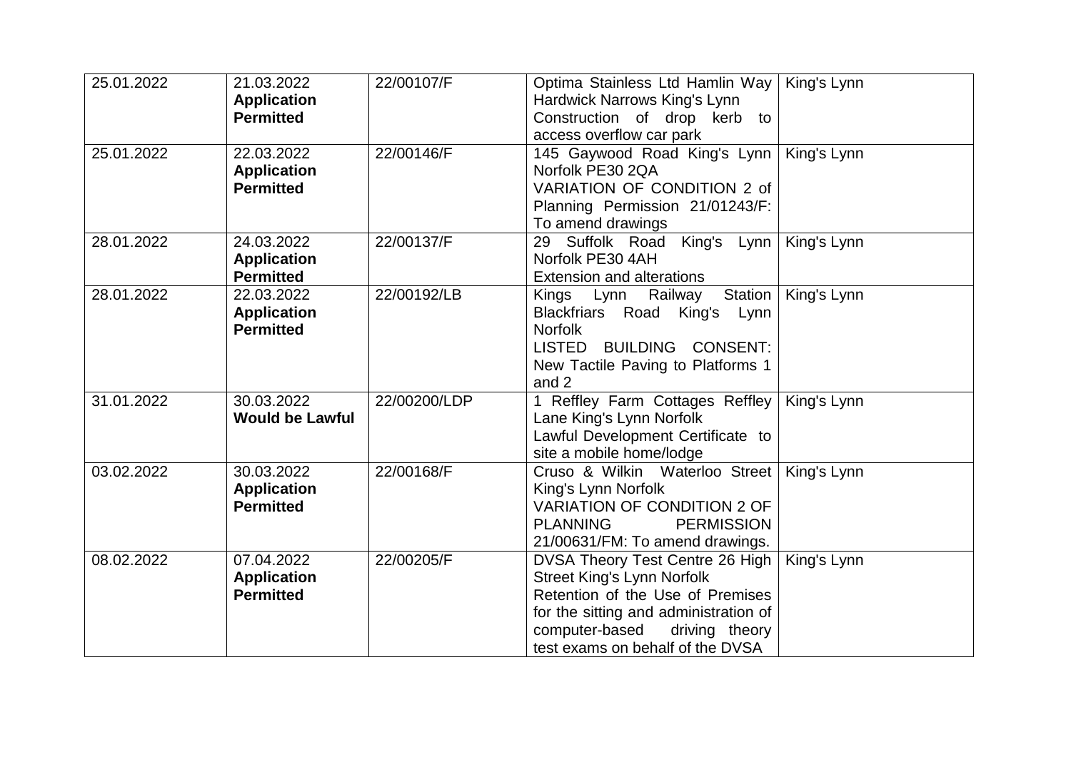| | | | | |
|---|---|---|---|---|
| 25.01.2022 | 21.03.2022 **Application Permitted** | 22/00107/F | Optima Stainless Ltd Hamlin Way Hardwick Narrows King's Lynn Construction of drop kerb to access overflow car park | King's Lynn |
| 25.01.2022 | 22.03.2022 **Application Permitted** | 22/00146/F | 145 Gaywood Road King's Lynn Norfolk PE30 2QA VARIATION OF CONDITION 2 of Planning Permission 21/01243/F: To amend drawings | King's Lynn |
| 28.01.2022 | 24.03.2022 **Application Permitted** | 22/00137/F | 29 Suffolk Road King's Lynn Norfolk PE30 4AH Extension and alterations | King's Lynn |
| 28.01.2022 | 22.03.2022 **Application Permitted** | 22/00192/LB | Kings Lynn Railway Station Blackfriars Road King's Lynn Norfolk LISTED BUILDING CONSENT: New Tactile Paving to Platforms 1 and 2 | King's Lynn |
| 31.01.2022 | 30.03.2022 **Would be Lawful** | 22/00200/LDP | 1 Reffley Farm Cottages Reffley Lane King's Lynn Norfolk Lawful Development Certificate to site a mobile home/lodge | King's Lynn |
| 03.02.2022 | 30.03.2022 **Application Permitted** | 22/00168/F | Cruso & Wilkin Waterloo Street King's Lynn Norfolk VARIATION OF CONDITION 2 OF PLANNING PERMISSION 21/00631/FM: To amend drawings. | King's Lynn |
| 08.02.2022 | 07.04.2022 **Application Permitted** | 22/00205/F | DVSA Theory Test Centre 26 High Street King's Lynn Norfolk Retention of the Use of Premises for the sitting and administration of computer-based driving theory test exams on behalf of the DVSA | King's Lynn |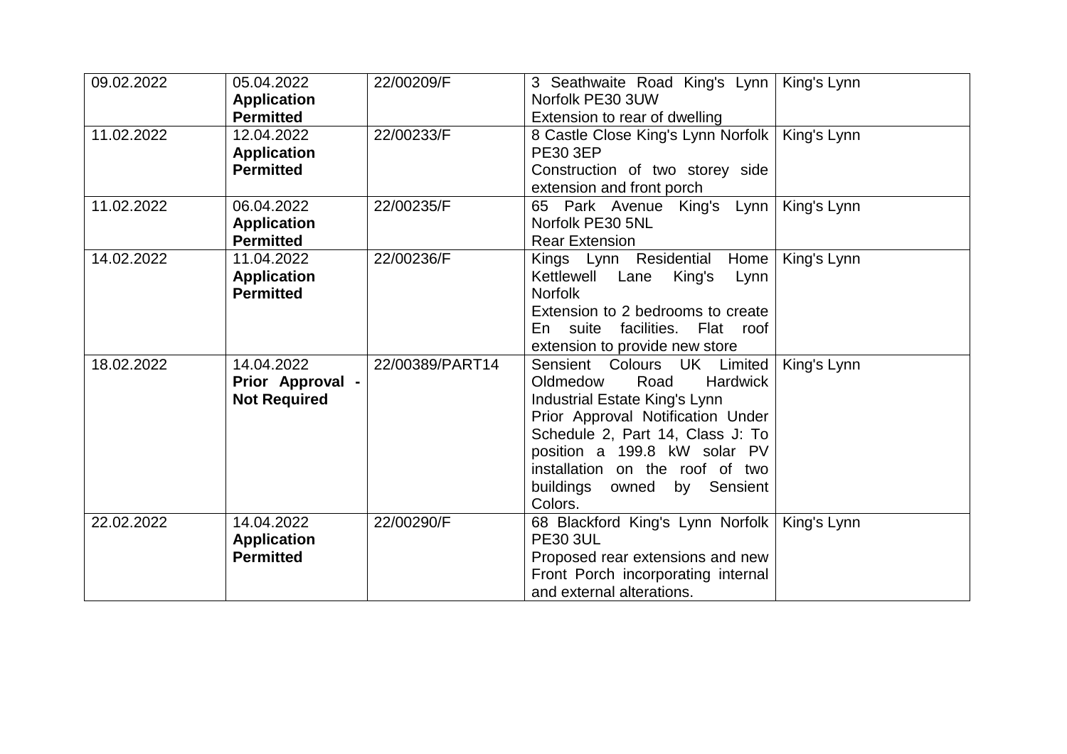| | | | | |
|---|---|---|---|---|
| 09.02.2022 | 05.04.2022 **Application Permitted** | 22/00209/F | 3 Seathwaite Road King's Lynn Norfolk PE30 3UW<br>Extension to rear of dwelling | King's Lynn |
| 11.02.2022 | 12.04.2022 **Application Permitted** | 22/00233/F | 8 Castle Close King's Lynn Norfolk PE30 3EP<br>Construction of two storey side extension and front porch | King's Lynn |
| 11.02.2022 | 06.04.2022 **Application Permitted** | 22/00235/F | 65 Park Avenue King's Lynn Norfolk PE30 5NL<br>Rear Extension | King's Lynn |
| 14.02.2022 | 11.04.2022 **Application Permitted** | 22/00236/F | Kings Lynn Residential Home Kettlewell Lane King's Lynn Norfolk<br>Extension to 2 bedrooms to create En suite facilities. Flat roof extension to provide new store | King's Lynn |
| 18.02.2022 | 14.04.2022 **Prior Approval - Not Required** | 22/00389/PART14 | Sensient Colours UK Limited Oldmedow Road Hardwick Industrial Estate King's Lynn<br>Prior Approval Notification Under Schedule 2, Part 14, Class J: To position a 199.8 kW solar PV installation on the roof of two buildings owned by Sensient Colors. | King's Lynn |
| 22.02.2022 | 14.04.2022 **Application Permitted** | 22/00290/F | 68 Blackford King's Lynn Norfolk PE30 3UL<br>Proposed rear extensions and new Front Porch incorporating internal and external alterations. | King's Lynn |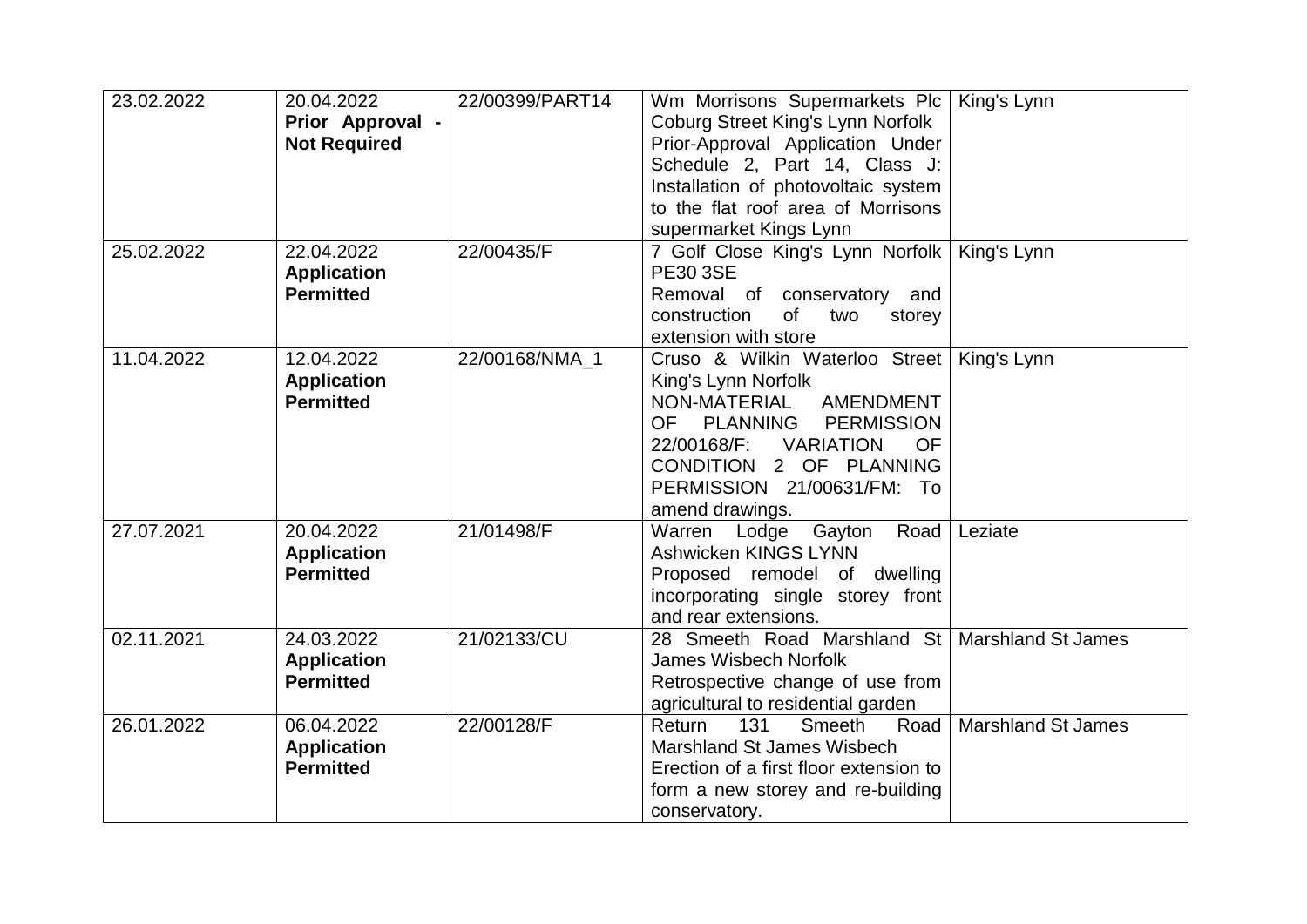| | | | | |
|---|---|---|---|---|
| 23.02.2022 | 20.04.2022 **Prior Approval - Not Required** | 22/00399/PART14 | Wm Morrisons Supermarkets Plc Coburg Street King's Lynn Norfolk Prior-Approval Application Under Schedule 2, Part 14, Class J: Installation of photovoltaic system to the flat roof area of Morrisons supermarket Kings Lynn | King's Lynn |
| 25.02.2022 | 22.04.2022 **Application Permitted** | 22/00435/F | 7 Golf Close King's Lynn Norfolk PE30 3SE Removal of conservatory and construction of two storey extension with store | King's Lynn |
| 11.04.2022 | 12.04.2022 **Application Permitted** | 22/00168/NMA_1 | Cruso & Wilkin Waterloo Street King's Lynn Norfolk NON-MATERIAL AMENDMENT OF PLANNING PERMISSION 22/00168/F: VARIATION OF CONDITION 2 OF PLANNING PERMISSION 21/00631/FM: To amend drawings. | King's Lynn |
| 27.07.2021 | 20.04.2022 **Application Permitted** | 21/01498/F | Warren Lodge Gayton Road Ashwicken KINGS LYNN Proposed remodel of dwelling incorporating single storey front and rear extensions. | Leziate |
| 02.11.2021 | 24.03.2022 **Application Permitted** | 21/02133/CU | 28 Smeeth Road Marshland St James Wisbech Norfolk Retrospective change of use from agricultural to residential garden | Marshland St James |
| 26.01.2022 | 06.04.2022 **Application Permitted** | 22/00128/F | Return 131 Smeeth Road Marshland St James Wisbech Erection of a first floor extension to form a new storey and re-building conservatory. | Marshland St James |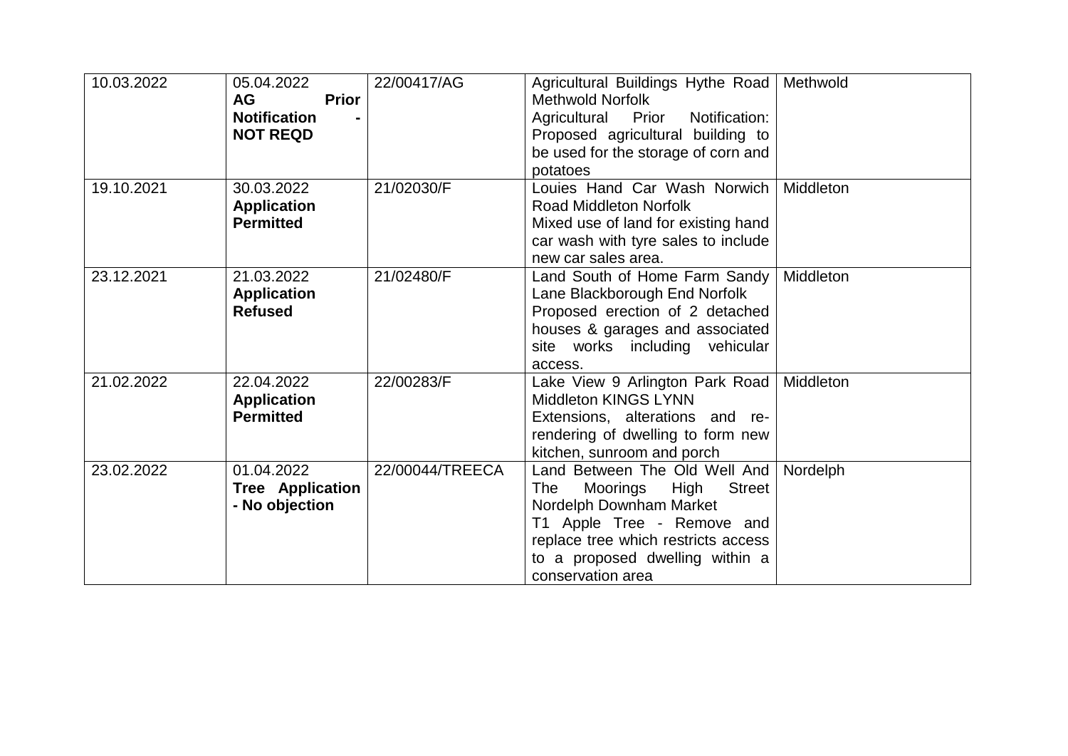| | | | | |
|---|---|---|---|---|
| 10.03.2022 | 05.04.2022 **AG Prior Notification - NOT REQD** | 22/00417/AG | Agricultural Buildings Hythe Road Methwold Norfolk Agricultural Prior Notification: Proposed agricultural building to be used for the storage of corn and potatoes | Methwold |
| 19.10.2021 | 30.03.2022 **Application Permitted** | 21/02030/F | Louies Hand Car Wash Norwich Road Middleton Norfolk Mixed use of land for existing hand car wash with tyre sales to include new car sales area. | Middleton |
| 23.12.2021 | 21.03.2022 **Application Refused** | 21/02480/F | Land South of Home Farm Sandy Lane Blackborough End Norfolk Proposed erection of 2 detached houses & garages and associated site works including vehicular access. | Middleton |
| 21.02.2022 | 22.04.2022 **Application Permitted** | 22/00283/F | Lake View 9 Arlington Park Road Middleton KINGS LYNN Extensions, alterations and re-rendering of dwelling to form new kitchen, sunroom and porch | Middleton |
| 23.02.2022 | 01.04.2022 **Tree Application - No objection** | 22/00044/TREECA | Land Between The Old Well And The Moorings High Street Nordelph Downham Market T1 Apple Tree - Remove and replace tree which restricts access to a proposed dwelling within a conservation area | Nordelph |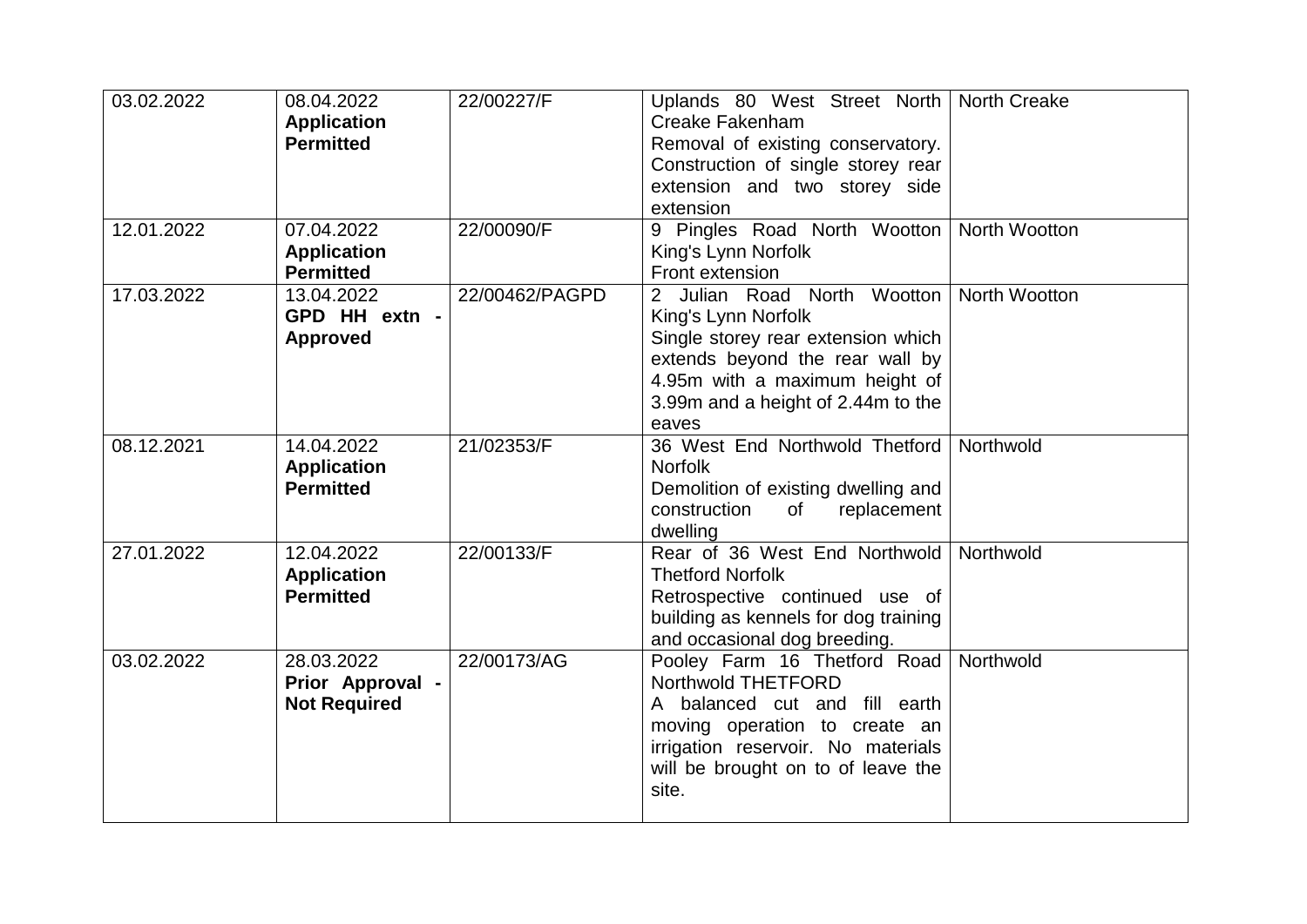| | | | | |
|---|---|---|---|---|
| 03.02.2022 | 08.04.2022 **Application Permitted** | 22/00227/F | Uplands 80 West Street North Creake Fakenham Removal of existing conservatory. Construction of single storey rear extension and two storey side extension | North Creake |
| 12.01.2022 | 07.04.2022 **Application Permitted** | 22/00090/F | 9 Pingles Road North Wootton King's Lynn Norfolk Front extension | North Wootton |
| 17.03.2022 | 13.04.2022 **GPD HH extn - Approved** | 22/00462/PAGPD | 2 Julian Road North Wootton King's Lynn Norfolk Single storey rear extension which extends beyond the rear wall by 4.95m with a maximum height of 3.99m and a height of 2.44m to the eaves | North Wootton |
| 08.12.2021 | 14.04.2022 **Application Permitted** | 21/02353/F | 36 West End Northwold Thetford Norfolk Demolition of existing dwelling and construction of replacement dwelling | Northwold |
| 27.01.2022 | 12.04.2022 **Application Permitted** | 22/00133/F | Rear of 36 West End Northwold Thetford Norfolk Retrospective continued use of building as kennels for dog training and occasional dog breeding. | Northwold |
| 03.02.2022 | 28.03.2022 **Prior Approval - Not Required** | 22/00173/AG | Pooley Farm 16 Thetford Road Northwold THETFORD A balanced cut and fill earth moving operation to create an irrigation reservoir. No materials will be brought on to of leave the site. | Northwold |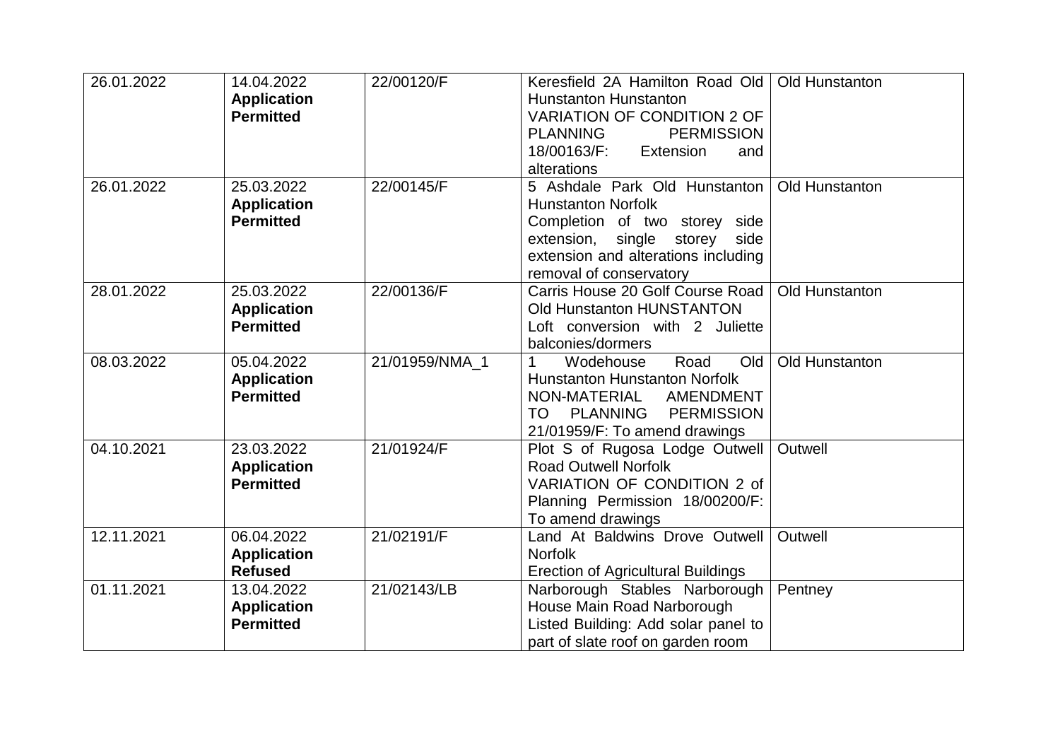| | | | | |
|---|---|---|---|---|
| 26.01.2022 | 14.04.2022 **Application Permitted** | 22/00120/F | Keresfield 2A Hamilton Road Old Hunstanton Hunstanton VARIATION OF CONDITION 2 OF PLANNING PERMISSION 18/00163/F: Extension and alterations | Old Hunstanton |
| 26.01.2022 | 25.03.2022 **Application Permitted** | 22/00145/F | 5 Ashdale Park Old Hunstanton Hunstanton Norfolk Completion of two storey side extension, single storey side extension and alterations including removal of conservatory | Old Hunstanton |
| 28.01.2022 | 25.03.2022 **Application Permitted** | 22/00136/F | Carris House 20 Golf Course Road Old Hunstanton HUNSTANTON Loft conversion with 2 Juliette balconies/dormers | Old Hunstanton |
| 08.03.2022 | 05.04.2022 **Application Permitted** | 21/01959/NMA_1 | 1 Wodehouse Road Old Hunstanton Hunstanton Norfolk NON-MATERIAL AMENDMENT TO PLANNING PERMISSION 21/01959/F: To amend drawings | Old Hunstanton |
| 04.10.2021 | 23.03.2022 **Application Permitted** | 21/01924/F | Plot S of Rugosa Lodge Outwell Road Outwell Norfolk VARIATION OF CONDITION 2 of Planning Permission 18/00200/F: To amend drawings | Outwell |
| 12.11.2021 | 06.04.2022 **Application Refused** | 21/02191/F | Land At Baldwins Drove Outwell Norfolk Erection of Agricultural Buildings | Outwell |
| 01.11.2021 | 13.04.2022 **Application Permitted** | 21/02143/LB | Narborough Stables Narborough House Main Road Narborough Listed Building: Add solar panel to part of slate roof on garden room | Pentney |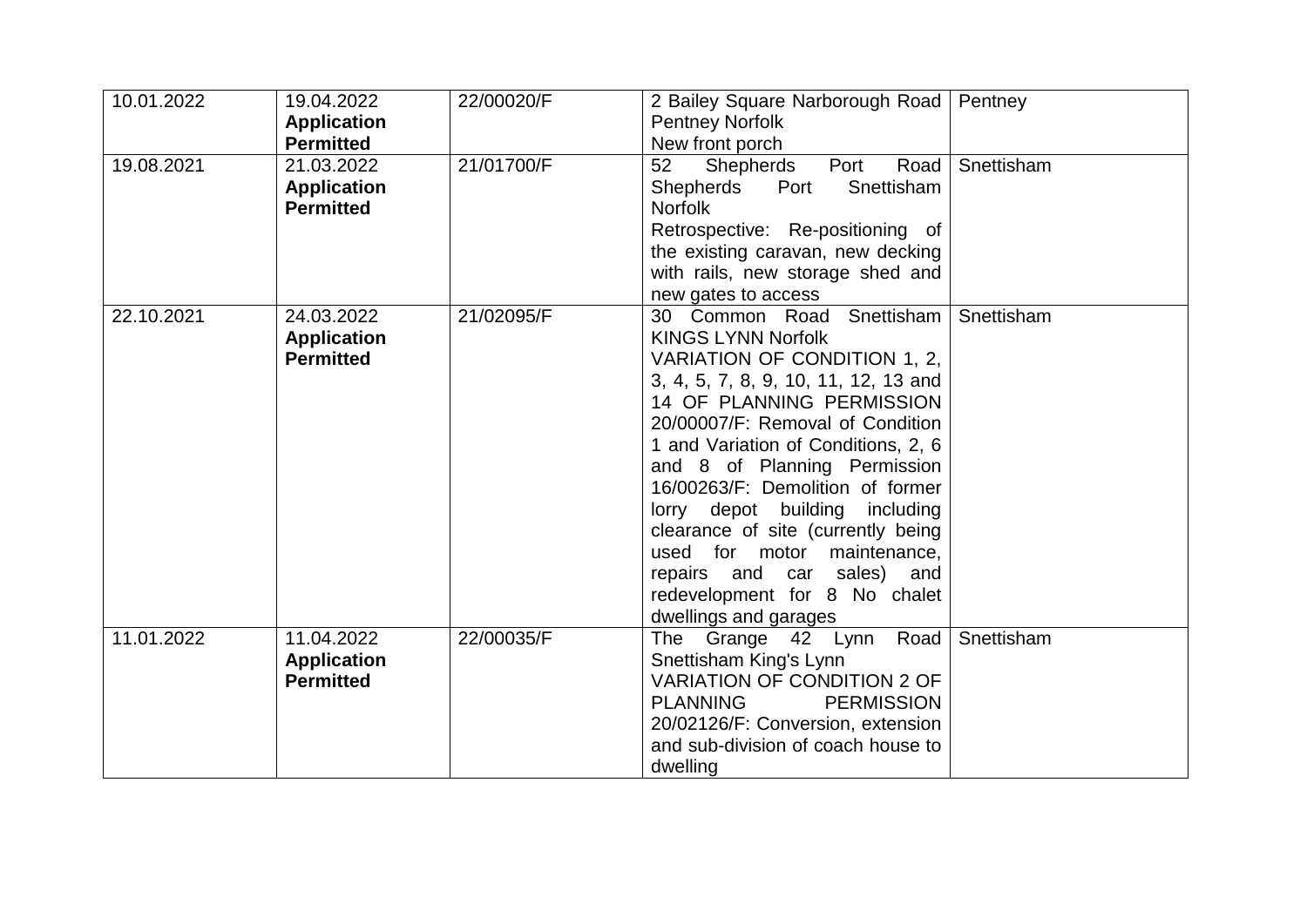| | | | | |
|---|---|---|---|---|
| 10.01.2022 | 19.04.2022 **Application Permitted** | 22/00020/F | 2 Bailey Square Narborough Road Pentney Norfolk<br>New front porch | Pentney |
| 19.08.2021 | 21.03.2022 **Application Permitted** | 21/01700/F | 52 Shepherds Port Road Shepherds Port Snettisham Norfolk<br>Retrospective: Re-positioning of the existing caravan, new decking with rails, new storage shed and new gates to access | Snettisham |
| 22.10.2021 | 24.03.2022 **Application Permitted** | 21/02095/F | 30 Common Road Snettisham KINGS LYNN Norfolk<br>VARIATION OF CONDITION 1, 2, 3, 4, 5, 7, 8, 9, 10, 11, 12, 13 and 14 OF PLANNING PERMISSION 20/00007/F: Removal of Condition 1 and Variation of Conditions, 2, 6 and 8 of Planning Permission 16/00263/F: Demolition of former lorry depot building including clearance of site (currently being used for motor maintenance, repairs and car sales) and redevelopment for 8 No chalet dwellings and garages | Snettisham |
| 11.01.2022 | 11.04.2022 **Application Permitted** | 22/00035/F | The Grange 42 Lynn Road Snettisham King's Lynn<br>VARIATION OF CONDITION 2 OF PLANNING PERMISSION 20/02126/F: Conversion, extension and sub-division of coach house to dwelling | Snettisham |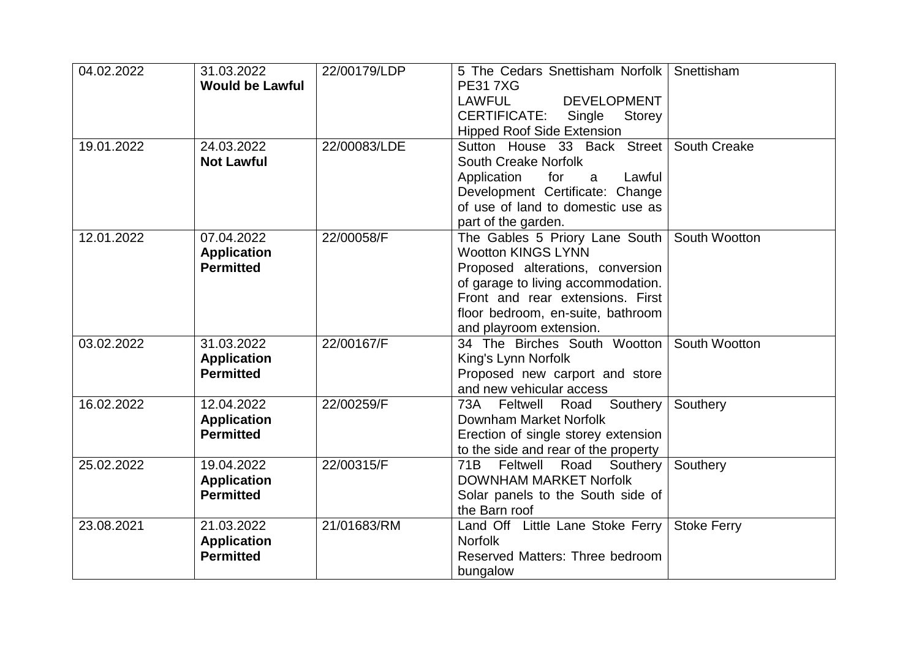| 04.02.2022 | 31.03.2022 **Would be Lawful** | 22/00179/LDP | 5 The Cedars Snettisham Norfolk PE31 7XG LAWFUL DEVELOPMENT CERTIFICATE: Single Storey Hipped Roof Side Extension | Snettisham |
|---|---|---|---|---|
| 19.01.2022 | 24.03.2022 **Not Lawful** | 22/00083/LDE | Sutton House 33 Back Street South Creake Norfolk Application for a Lawful Development Certificate: Change of use of land to domestic use as part of the garden. | South Creake |
| 12.01.2022 | 07.04.2022 **Application Permitted** | 22/00058/F | The Gables 5 Priory Lane South Wootton KINGS LYNN Proposed alterations, conversion of garage to living accommodation. Front and rear extensions. First floor bedroom, en-suite, bathroom and playroom extension. | South Wootton |
| 03.02.2022 | 31.03.2022 **Application Permitted** | 22/00167/F | 34 The Birches South Wootton King's Lynn Norfolk Proposed new carport and store and new vehicular access | South Wootton |
| 16.02.2022 | 12.04.2022 **Application Permitted** | 22/00259/F | 73A Feltwell Road Southery Downham Market Norfolk Erection of single storey extension to the side and rear of the property | Southery |
| 25.02.2022 | 19.04.2022 **Application Permitted** | 22/00315/F | 71B Feltwell Road Southery DOWNHAM MARKET Norfolk Solar panels to the South side of the Barn roof | Southery |
| 23.08.2021 | 21.03.2022 **Application Permitted** | 21/01683/RM | Land Off Little Lane Stoke Ferry Norfolk Reserved Matters: Three bedroom bungalow | Stoke Ferry |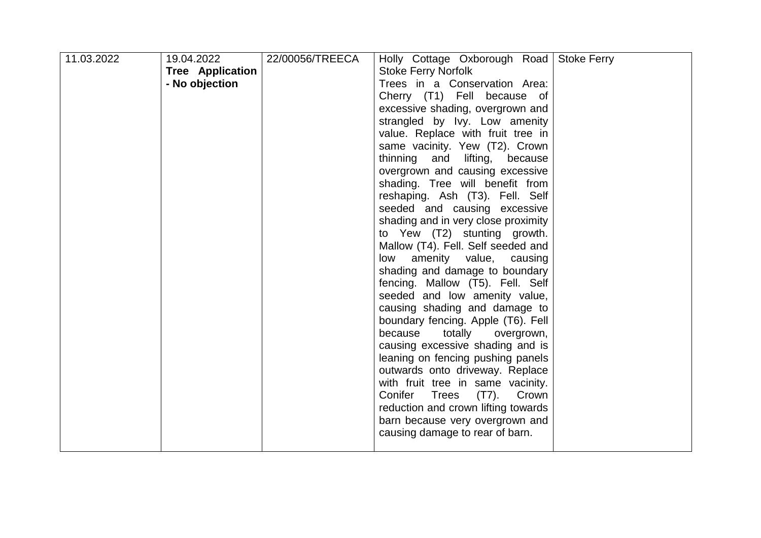| 11.03.2022 | 19.04.2022 **Tree Application - No objection** | 22/00056/TREECA | Holly Cottage Oxborough Road Stoke Ferry Norfolk Trees in a Conservation Area: Cherry (T1) Fell because of excessive shading, overgrown and strangled by Ivy. Low amenity value. Replace with fruit tree in same vacinity. Yew (T2). Crown thinning and lifting, because overgrown and causing excessive shading. Tree will benefit from reshaping. Ash (T3). Fell. Self seeded and causing excessive shading and in very close proximity to Yew (T2) stunting growth. Mallow (T4). Fell. Self seeded and low amenity value, causing shading and damage to boundary fencing. Mallow (T5). Fell. Self seeded and low amenity value, causing shading and damage to boundary fencing. Apple (T6). Fell because totally overgrown, causing excessive shading and is leaning on fencing pushing panels outwards onto driveway. Replace with fruit tree in same vacinity. Conifer Trees (T7). Crown reduction and crown lifting towards barn because very overgrown and causing damage to rear of barn. | Stoke Ferry |
|---|---|---|---|---|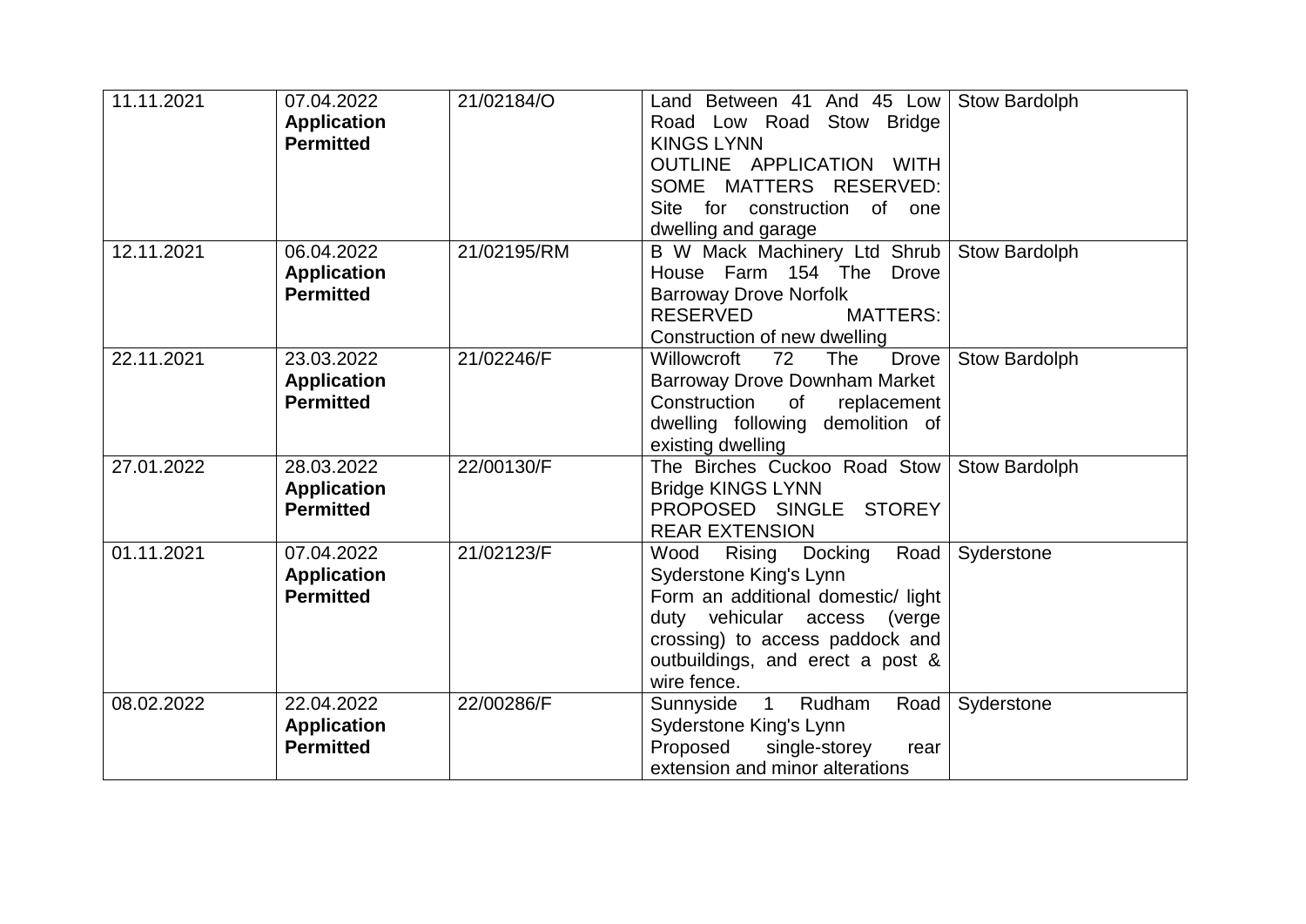| | | | | |
|---|---|---|---|---|
| 11.11.2021 | 07.04.2022 **Application Permitted** | 21/02184/O | Land Between 41 And 45 Low Road Low Road Stow Bridge KINGS LYNN OUTLINE APPLICATION WITH SOME MATTERS RESERVED: Site for construction of one dwelling and garage | Stow Bardolph |
| 12.11.2021 | 06.04.2022 **Application Permitted** | 21/02195/RM | B W Mack Machinery Ltd Shrub House Farm 154 The Drove Barroway Drove Norfolk RESERVED MATTERS: Construction of new dwelling | Stow Bardolph |
| 22.11.2021 | 23.03.2022 **Application Permitted** | 21/02246/F | Willowcroft 72 The Drove Barroway Drove Downham Market Construction of replacement dwelling following demolition of existing dwelling | Stow Bardolph |
| 27.01.2022 | 28.03.2022 **Application Permitted** | 22/00130/F | The Birches Cuckoo Road Stow Bridge KINGS LYNN PROPOSED SINGLE STOREY REAR EXTENSION | Stow Bardolph |
| 01.11.2021 | 07.04.2022 **Application Permitted** | 21/02123/F | Wood Rising Docking Road Syderstone King's Lynn Form an additional domestic/ light duty vehicular access (verge crossing) to access paddock and outbuildings, and erect a post & wire fence. | Syderstone |
| 08.02.2022 | 22.04.2022 **Application Permitted** | 22/00286/F | Sunnyside 1 Rudham Road Syderstone King's Lynn Proposed single-storey rear extension and minor alterations | Syderstone |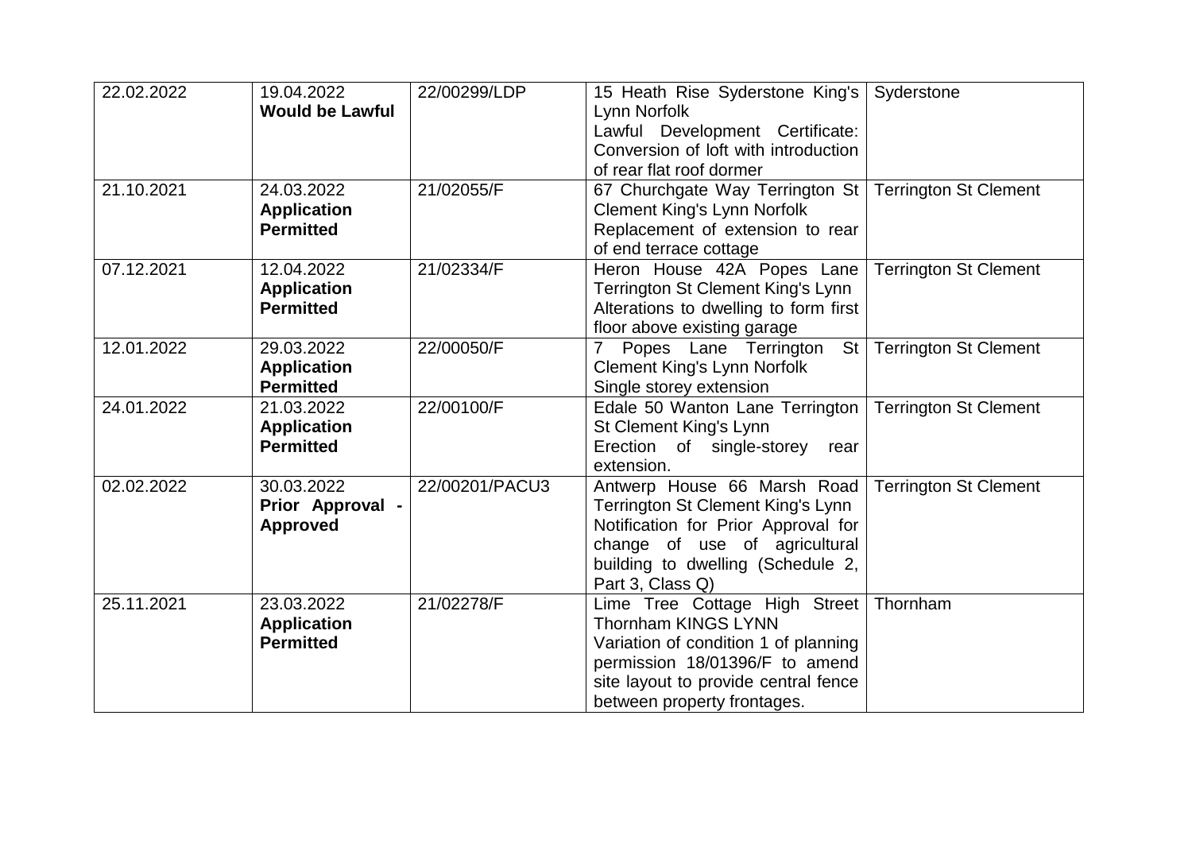| | | | | |
|---|---|---|---|---|
| 22.02.2022 | 19.04.2022 **Would be Lawful** | 22/00299/LDP | 15 Heath Rise Syderstone King's Lynn Norfolk Lawful Development Certificate: Conversion of loft with introduction of rear flat roof dormer | Syderstone |
| 21.10.2021 | 24.03.2022 **Application Permitted** | 21/02055/F | 67 Churchgate Way Terrington St Clement King's Lynn Norfolk Replacement of extension to rear of end terrace cottage | Terrington St Clement |
| 07.12.2021 | 12.04.2022 **Application Permitted** | 21/02334/F | Heron House 42A Popes Lane Terrington St Clement King's Lynn Alterations to dwelling to form first floor above existing garage | Terrington St Clement |
| 12.01.2022 | 29.03.2022 **Application Permitted** | 22/00050/F | 7 Popes Lane Terrington St Clement King's Lynn Norfolk Single storey extension | Terrington St Clement |
| 24.01.2022 | 21.03.2022 **Application Permitted** | 22/00100/F | Edale 50 Wanton Lane Terrington St Clement King's Lynn Erection of single-storey rear extension. | Terrington St Clement |
| 02.02.2022 | 30.03.2022 **Prior Approval - Approved** | 22/00201/PACU3 | Antwerp House 66 Marsh Road Terrington St Clement King's Lynn Notification for Prior Approval for change of use of agricultural building to dwelling (Schedule 2, Part 3, Class Q) | Terrington St Clement |
| 25.11.2021 | 23.03.2022 **Application Permitted** | 21/02278/F | Lime Tree Cottage High Street Thornham KINGS LYNN Variation of condition 1 of planning permission 18/01396/F to amend site layout to provide central fence between property frontages. | Thornham |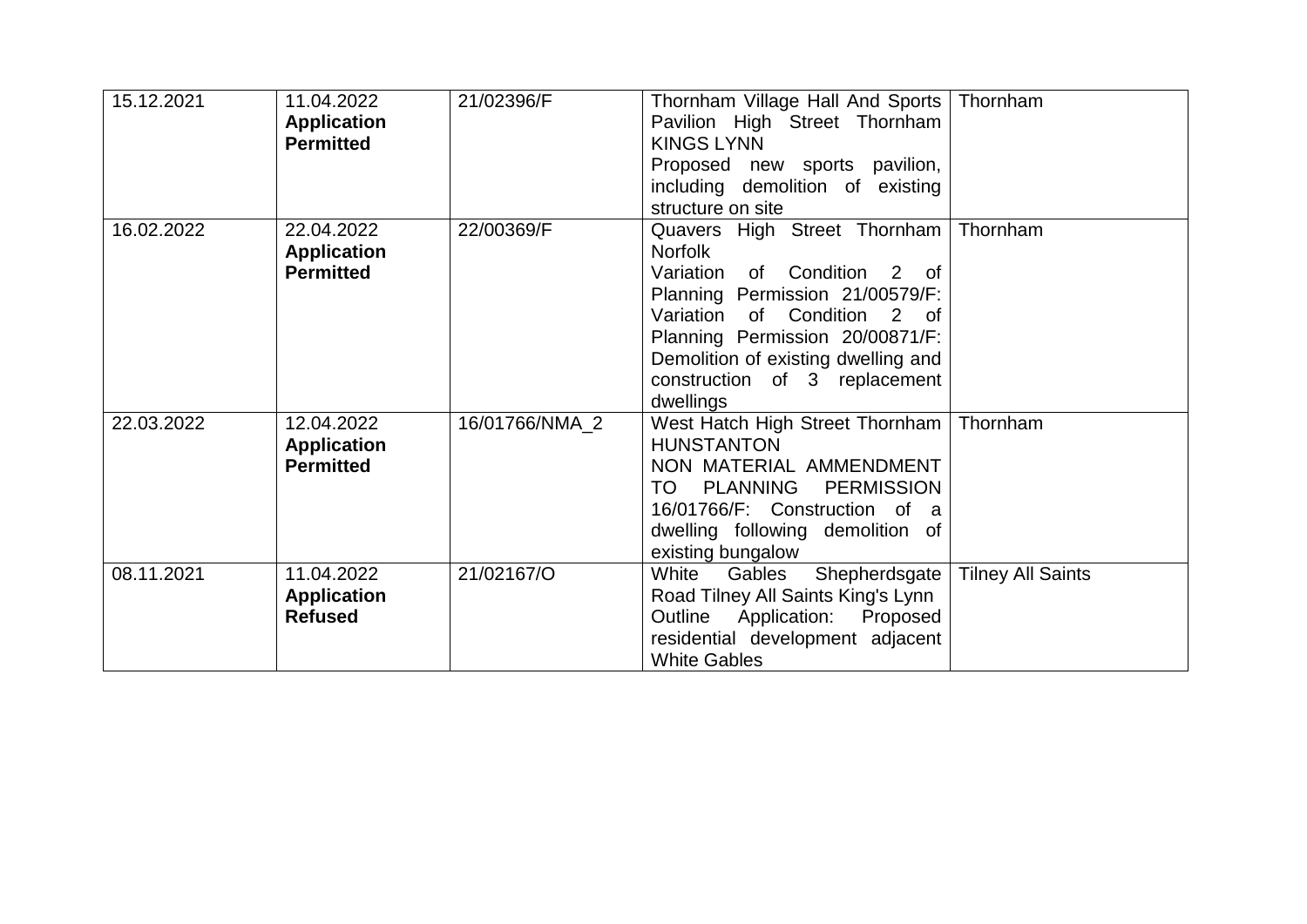| | | | | |
|---|---|---|---|---|
| 15.12.2021 | 11.04.2022 **Application Permitted** | 21/02396/F | Thornham Village Hall And Sports Pavilion High Street Thornham KINGS LYNN Proposed new sports pavilion, including demolition of existing structure on site | Thornham |
| 16.02.2022 | 22.04.2022 **Application Permitted** | 22/00369/F | Quavers High Street Thornham Norfolk Variation of Condition 2 of Planning Permission 21/00579/F: Variation of Condition 2 of Planning Permission 20/00871/F: Demolition of existing dwelling and construction of 3 replacement dwellings | Thornham |
| 22.03.2022 | 12.04.2022 **Application Permitted** | 16/01766/NMA_2 | West Hatch High Street Thornham HUNSTANTON NON MATERIAL AMMENDMENT TO PLANNING PERMISSION 16/01766/F: Construction of a dwelling following demolition of existing bungalow | Thornham |
| 08.11.2021 | 11.04.2022 **Application Refused** | 21/02167/O | White Gables Shepherdsgate Road Tilney All Saints King's Lynn Outline Application: Proposed residential development adjacent White Gables | Tilney All Saints |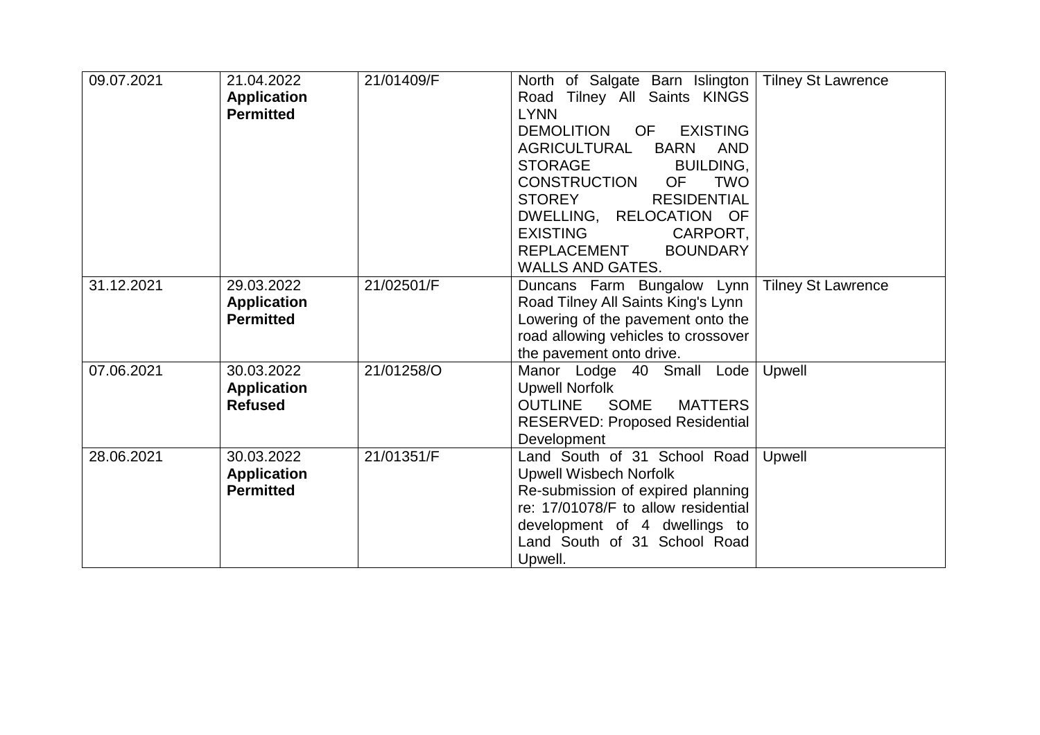| | | | | |
|---|---|---|---|---|
| 09.07.2021 | 21.04.2022 **Application Permitted** | 21/01409/F | North of Salgate Barn Islington Road Tilney All Saints KINGS LYNN DEMOLITION OF EXISTING AGRICULTURAL BARN AND STORAGE BUILDING, CONSTRUCTION OF TWO STOREY RESIDENTIAL DWELLING, RELOCATION OF EXISTING CARPORT, REPLACEMENT BOUNDARY WALLS AND GATES. | Tilney St Lawrence |
| 31.12.2021 | 29.03.2022 **Application Permitted** | 21/02501/F | Duncans Farm Bungalow Lynn Road Tilney All Saints King's Lynn Lowering of the pavement onto the road allowing vehicles to crossover the pavement onto drive. | Tilney St Lawrence |
| 07.06.2021 | 30.03.2022 **Application Refused** | 21/01258/O | Manor Lodge 40 Small Lode Upwell Norfolk OUTLINE SOME MATTERS RESERVED: Proposed Residential Development | Upwell |
| 28.06.2021 | 30.03.2022 **Application Permitted** | 21/01351/F | Land South of 31 School Road Upwell Wisbech Norfolk Re-submission of expired planning re: 17/01078/F to allow residential development of 4 dwellings to Land South of 31 School Road Upwell. | Upwell |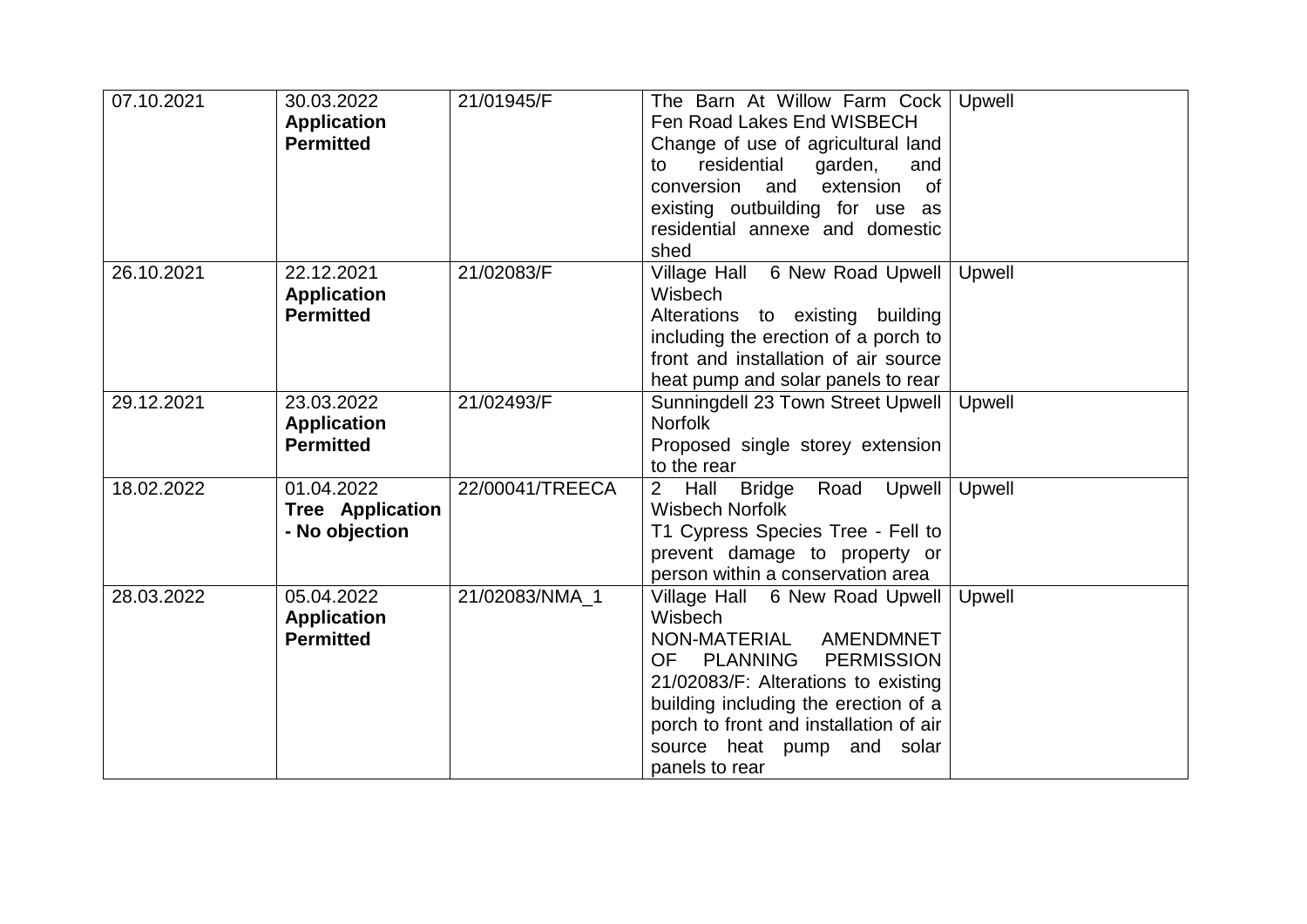| | | | | |
|---|---|---|---|---|
| 07.10.2021 | 30.03.2022 **Application Permitted** | 21/01945/F | The Barn At Willow Farm Cock Fen Road Lakes End WISBECH Change of use of agricultural land to residential garden, and conversion and extension of existing outbuilding for use as residential annexe and domestic shed | Upwell |
| 26.10.2021 | 22.12.2021 **Application Permitted** | 21/02083/F | Village Hall 6 New Road Upwell Wisbech Alterations to existing building including the erection of a porch to front and installation of air source heat pump and solar panels to rear | Upwell |
| 29.12.2021 | 23.03.2022 **Application Permitted** | 21/02493/F | Sunningdell 23 Town Street Upwell Norfolk Proposed single storey extension to the rear | Upwell |
| 18.02.2022 | 01.04.2022 **Tree Application - No objection** | 22/00041/TREECA | 2 Hall Bridge Road Upwell Wisbech Norfolk T1 Cypress Species Tree - Fell to prevent damage to property or person within a conservation area | Upwell |
| 28.03.2022 | 05.04.2022 **Application Permitted** | 21/02083/NMA_1 | Village Hall 6 New Road Upwell Wisbech NON-MATERIAL AMENDMNET OF PLANNING PERMISSION 21/02083/F: Alterations to existing building including the erection of a porch to front and installation of air source heat pump and solar panels to rear | Upwell |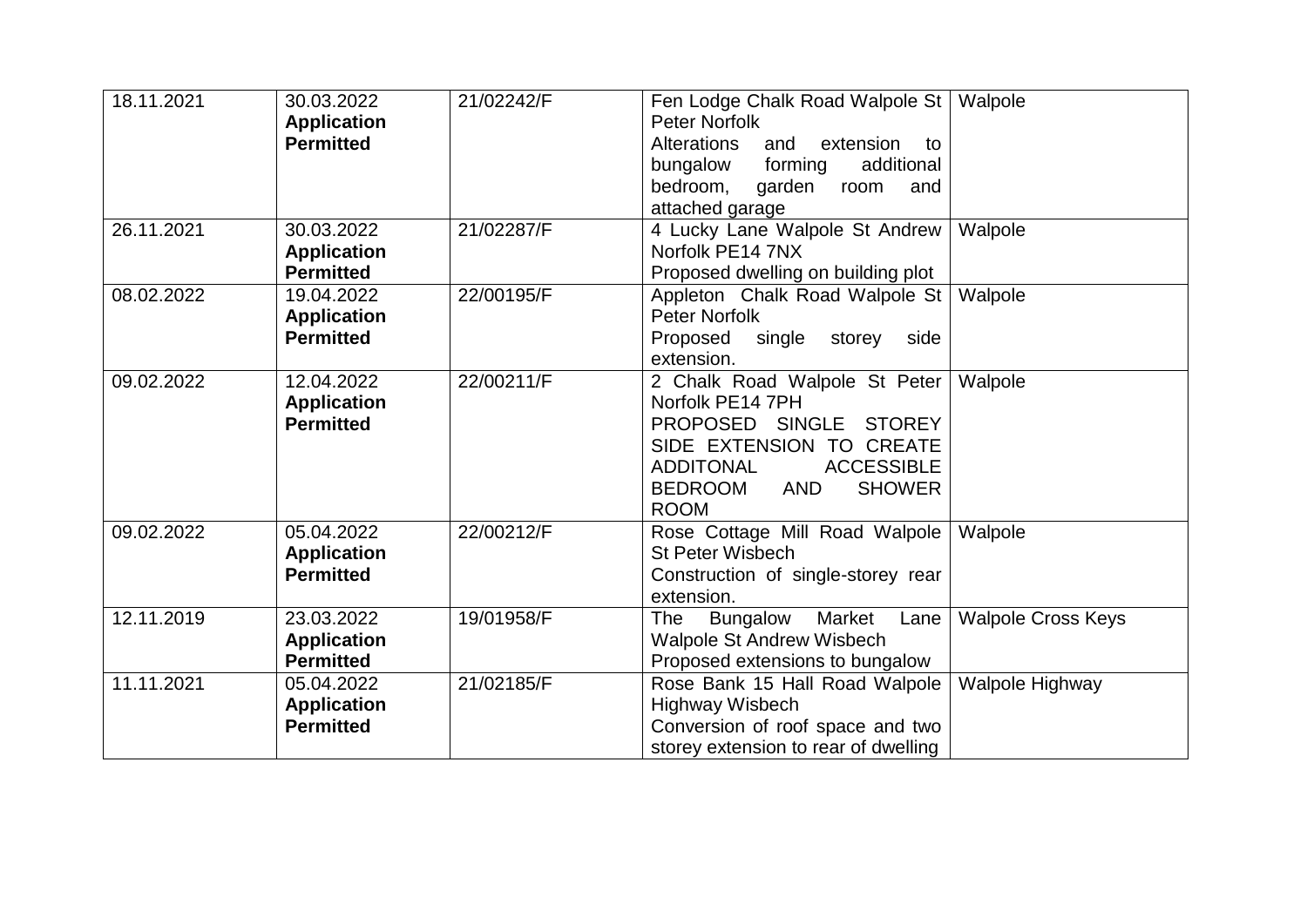| | | | | |
|---|---|---|---|---|
| 18.11.2021 | 30.03.2022 **Application Permitted** | 21/02242/F | Fen Lodge Chalk Road Walpole St Peter Norfolk Alterations and extension to bungalow forming additional bedroom, garden room and attached garage | Walpole |
| 26.11.2021 | 30.03.2022 **Application Permitted** | 21/02287/F | 4 Lucky Lane Walpole St Andrew Norfolk PE14 7NX Proposed dwelling on building plot | Walpole |
| 08.02.2022 | 19.04.2022 **Application Permitted** | 22/00195/F | Appleton Chalk Road Walpole St Peter Norfolk Proposed single storey side extension. | Walpole |
| 09.02.2022 | 12.04.2022 **Application Permitted** | 22/00211/F | 2 Chalk Road Walpole St Peter Norfolk PE14 7PH PROPOSED SINGLE STOREY SIDE EXTENSION TO CREATE ADDITONAL ACCESSIBLE BEDROOM AND SHOWER ROOM | Walpole |
| 09.02.2022 | 05.04.2022 **Application Permitted** | 22/00212/F | Rose Cottage Mill Road Walpole St Peter Wisbech Construction of single-storey rear extension. | Walpole |
| 12.11.2019 | 23.03.2022 **Application Permitted** | 19/01958/F | The Bungalow Market Lane Walpole St Andrew Wisbech Proposed extensions to bungalow | Walpole Cross Keys |
| 11.11.2021 | 05.04.2022 **Application Permitted** | 21/02185/F | Rose Bank 15 Hall Road Walpole Highway Wisbech Conversion of roof space and two storey extension to rear of dwelling | Walpole Highway |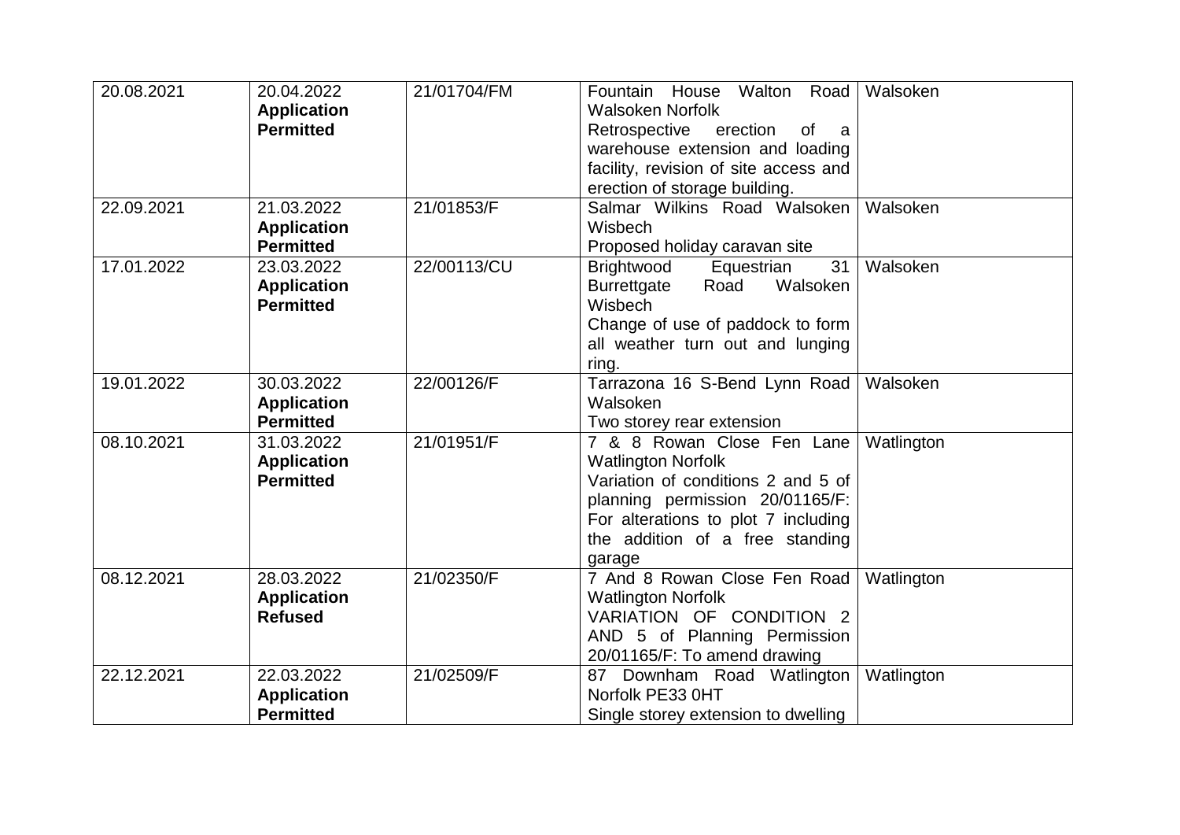| | | | | |
|---|---|---|---|---|
| 20.08.2021 | 20.04.2022 **Application Permitted** | 21/01704/FM | Fountain House Walton Road Walsoken Norfolk<br>Retrospective erection of a warehouse extension and loading facility, revision of site access and erection of storage building. | Walsoken |
| 22.09.2021 | 21.03.2022 **Application Permitted** | 21/01853/F | Salmar Wilkins Road Walsoken Wisbech<br>Proposed holiday caravan site | Walsoken |
| 17.01.2022 | 23.03.2022 **Application Permitted** | 22/00113/CU | Brightwood Equestrian 31 Burrettgate Road Walsoken Wisbech<br>Change of use of paddock to form all weather turn out and lunging ring. | Walsoken |
| 19.01.2022 | 30.03.2022 **Application Permitted** | 22/00126/F | Tarrazona 16 S-Bend Lynn Road Walsoken<br>Two storey rear extension | Walsoken |
| 08.10.2021 | 31.03.2022 **Application Permitted** | 21/01951/F | 7 & 8 Rowan Close Fen Lane Watlington Norfolk<br>Variation of conditions 2 and 5 of planning permission 20/01165/F: For alterations to plot 7 including the addition of a free standing garage | Watlington |
| 08.12.2021 | 28.03.2022 **Application Refused** | 21/02350/F | 7 And 8 Rowan Close Fen Road Watlington Norfolk<br>VARIATION OF CONDITION 2 AND 5 of Planning Permission 20/01165/F: To amend drawing | Watlington |
| 22.12.2021 | 22.03.2022 **Application Permitted** | 21/02509/F | 87 Downham Road Watlington Norfolk PE33 0HT<br>Single storey extension to dwelling | Watlington |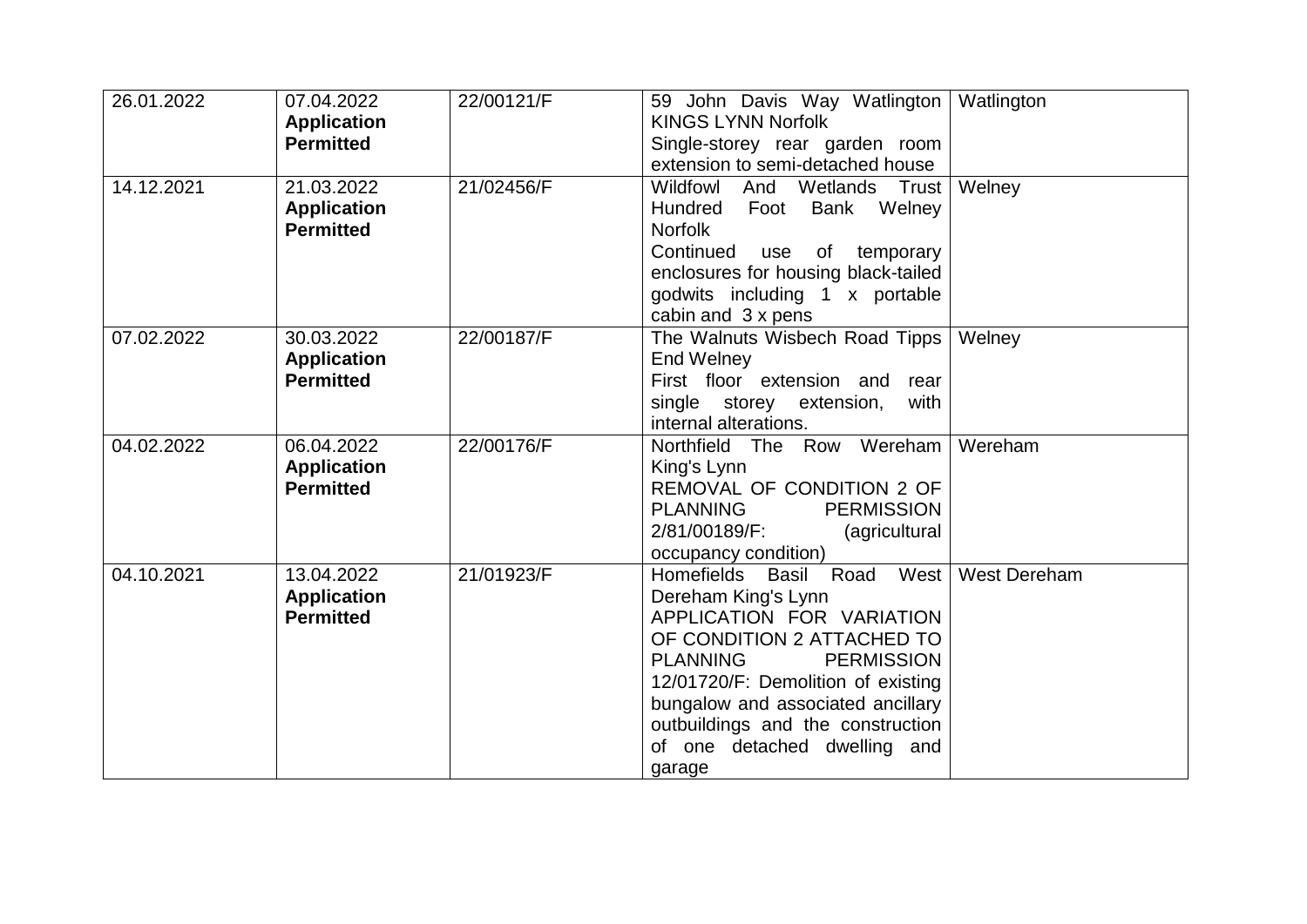| | | | | |
|---|---|---|---|---|
| 26.01.2022 | 07.04.2022 **Application Permitted** | 22/00121/F | 59 John Davis Way Watlington KINGS LYNN Norfolk Single-storey rear garden room extension to semi-detached house | Watlington |
| 14.12.2021 | 21.03.2022 **Application Permitted** | 21/02456/F | Wildfowl And Wetlands Trust Hundred Foot Bank Welney Norfolk Continued use of temporary enclosures for housing black-tailed godwits including 1 x portable cabin and 3 x pens | Welney |
| 07.02.2022 | 30.03.2022 **Application Permitted** | 22/00187/F | The Walnuts Wisbech Road Tipps End Welney First floor extension and rear single storey extension, with internal alterations. | Welney |
| 04.02.2022 | 06.04.2022 **Application Permitted** | 22/00176/F | Northfield The Row Wereham King's Lynn REMOVAL OF CONDITION 2 OF PLANNING PERMISSION 2/81/00189/F: (agricultural occupancy condition) | Wereham |
| 04.10.2021 | 13.04.2022 **Application Permitted** | 21/01923/F | Homefields Basil Road West Dereham King's Lynn APPLICATION FOR VARIATION OF CONDITION 2 ATTACHED TO PLANNING PERMISSION 12/01720/F: Demolition of existing bungalow and associated ancillary outbuildings and the construction of one detached dwelling and garage | West Dereham |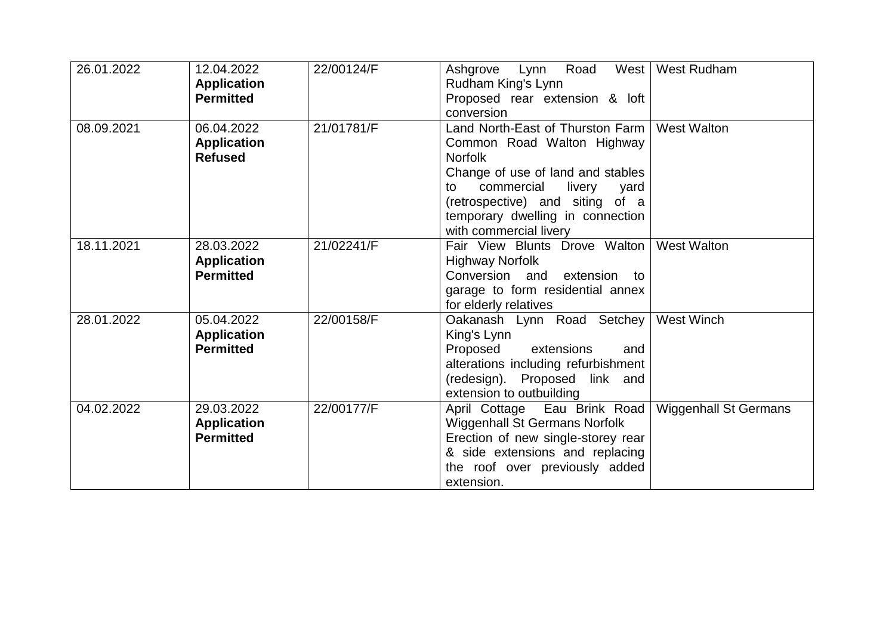| 26.01.2022 | 12.04.2022 **Application Permitted** | 22/00124/F | Ashgrove Lynn Road West Rudham King's Lynn<br>Proposed rear extension & loft conversion | West Rudham |
|---|---|---|---|---|
| 08.09.2021 | 06.04.2022 **Application Refused** | 21/01781/F | Land North-East of Thurston Farm Common Road Walton Highway Norfolk<br>Change of use of land and stables to commercial livery yard (retrospective) and siting of a temporary dwelling in connection with commercial livery | West Walton |
| 18.11.2021 | 28.03.2022 **Application Permitted** | 21/02241/F | Fair View Blunts Drove Walton Highway Norfolk<br>Conversion and extension to garage to form residential annex for elderly relatives | West Walton |
| 28.01.2022 | 05.04.2022 **Application Permitted** | 22/00158/F | Oakanash Lynn Road Setchey King's Lynn<br>Proposed extensions and alterations including refurbishment (redesign). Proposed link and extension to outbuilding | West Winch |
| 04.02.2022 | 29.03.2022 **Application Permitted** | 22/00177/F | April Cottage Eau Brink Road Wiggenhall St Germans Norfolk<br>Erection of new single-storey rear & side extensions and replacing the roof over previously added extension. | Wiggenhall St Germans |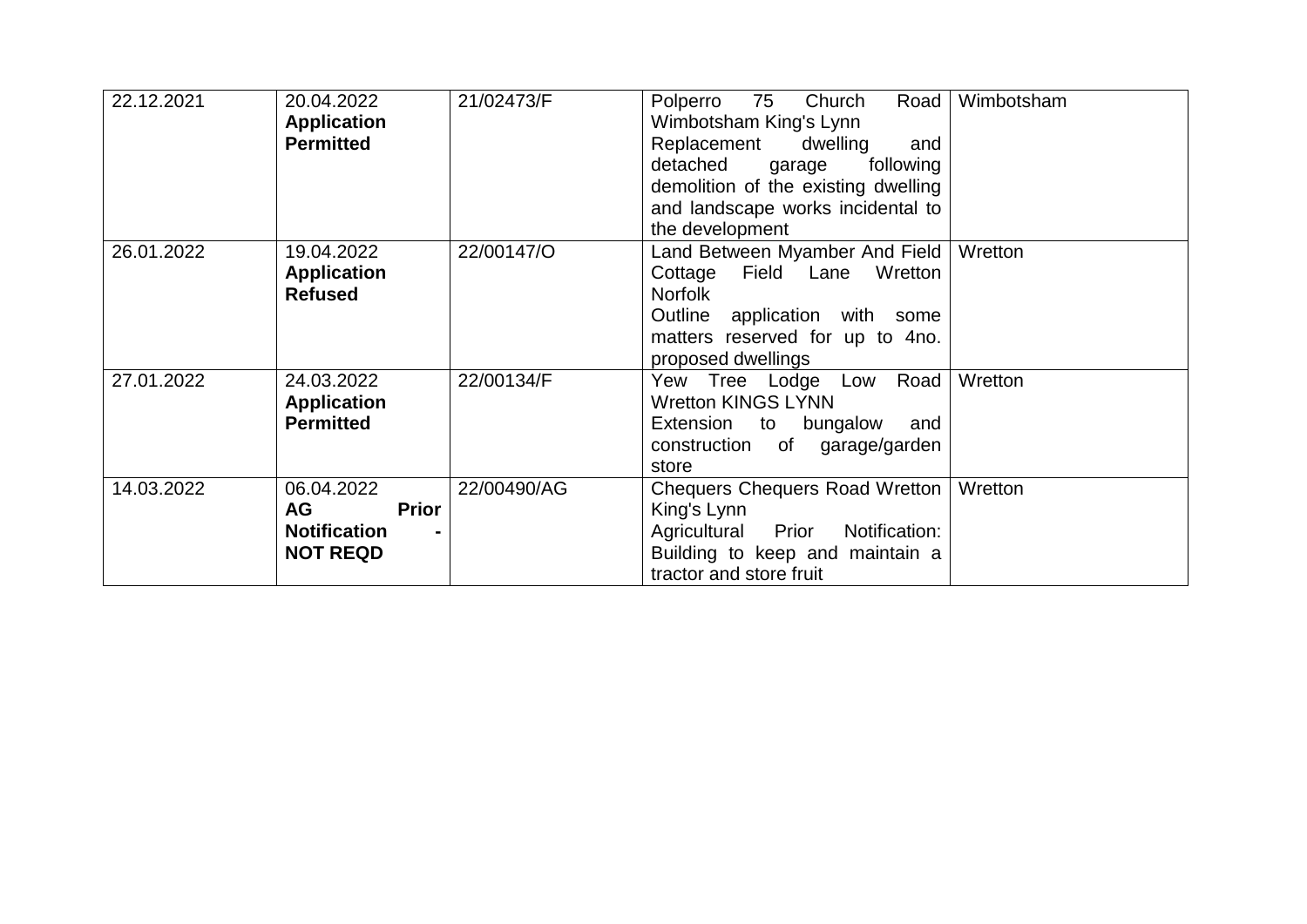| | | | | |
|---|---|---|---|---|
| 22.12.2021 | 20.04.2022 **Application Permitted** | 21/02473/F | Polperro 75 Church Road Wimbotsham King's Lynn Replacement dwelling and detached garage following demolition of the existing dwelling and landscape works incidental to the development | Wimbotsham |
| 26.01.2022 | 19.04.2022 **Application Refused** | 22/00147/O | Land Between Myamber And Field Cottage Field Lane Wretton Norfolk Outline application with some matters reserved for up to 4no. proposed dwellings | Wretton |
| 27.01.2022 | 24.03.2022 **Application Permitted** | 22/00134/F | Yew Tree Lodge Low Road Wretton KINGS LYNN Extension to bungalow and construction of garage/garden store | Wretton |
| 14.03.2022 | 06.04.2022 **AG Prior Notification - NOT REQD** | 22/00490/AG | Chequers Chequers Road Wretton King's Lynn Agricultural Prior Notification: Building to keep and maintain a tractor and store fruit | Wretton |